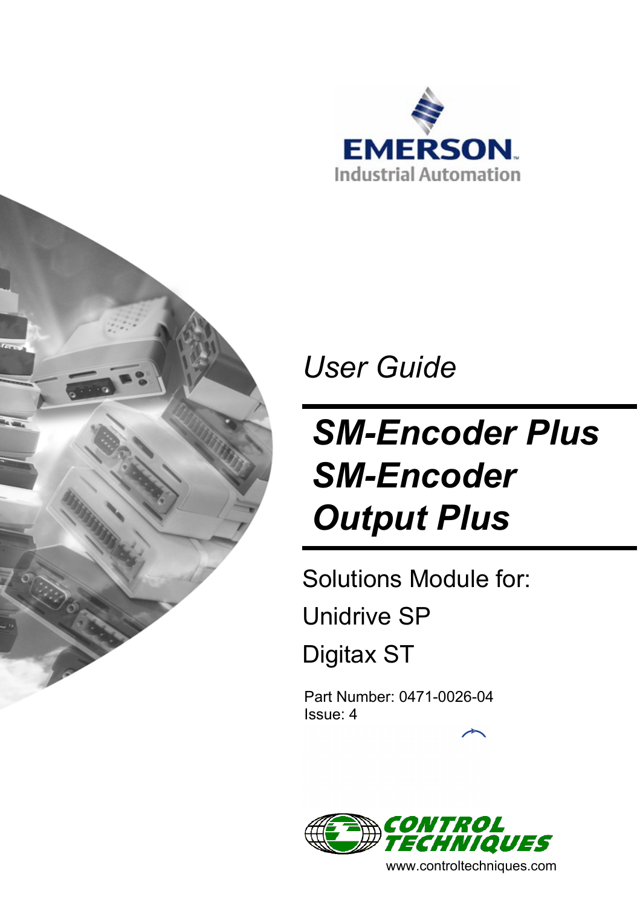EMERSON
Industrial Automation

*User Guide*

# *SM-Encoder Plus SM-Encoder Output Plus*

Solutions Module for:

Unidrive SP

Digitax ST

Part Number: 0471-0026-04
Issue: 4

CONTROL TECHNIQUES
www.controltechniques.com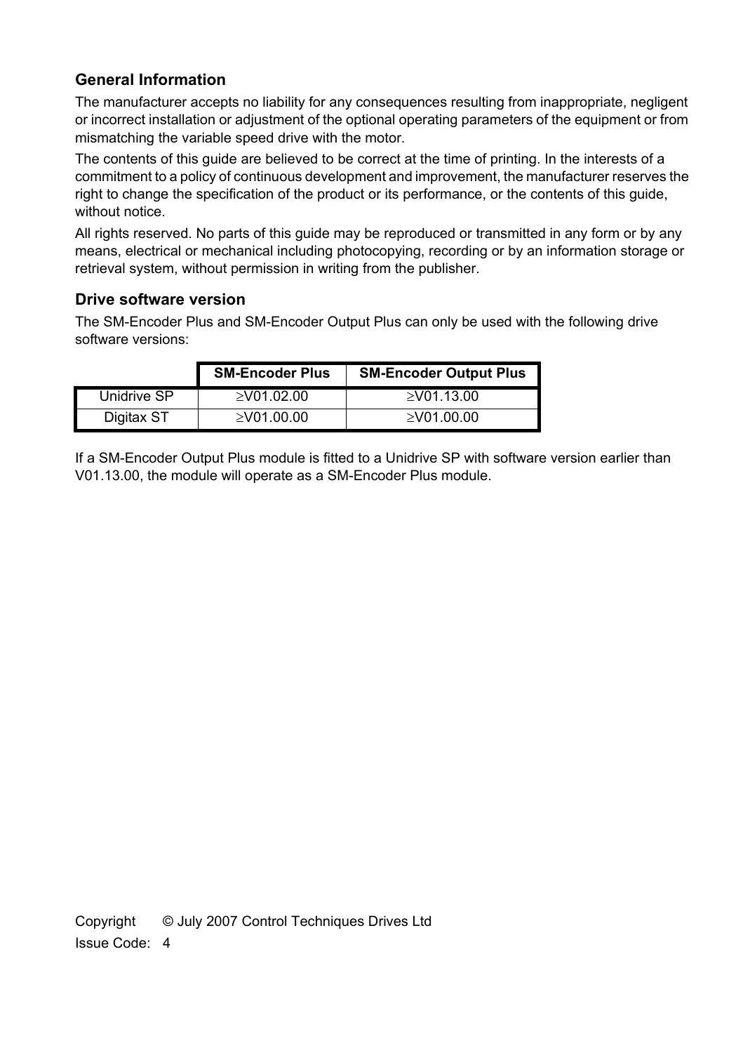## General Information

The manufacturer accepts no liability for any consequences resulting from inappropriate, negligent or incorrect installation or adjustment of the optional operating parameters of the equipment or from mismatching the variable speed drive with the motor.

The contents of this guide are believed to be correct at the time of printing. In the interests of a commitment to a policy of continuous development and improvement, the manufacturer reserves the right to change the specification of the product or its performance, or the contents of this guide, without notice.

All rights reserved. No parts of this guide may be reproduced or transmitted in any form or by any means, electrical or mechanical including photocopying, recording or by an information storage or retrieval system, without permission in writing from the publisher.

## Drive software version

The SM-Encoder Plus and SM-Encoder Output Plus can only be used with the following drive software versions:

| | SM-Encoder Plus | SM-Encoder Output Plus |
|---|---|---|
| Unidrive SP | ≥V01.02.00 | ≥V01.13.00 |
| Digitax ST | ≥V01.00.00 | ≥V01.00.00 |

If a SM-Encoder Output Plus module is fitted to a Unidrive SP with software version earlier than V01.13.00, the module will operate as a SM-Encoder Plus module.

Copyright © July 2007 Control Techniques Drives Ltd

Issue Code: 4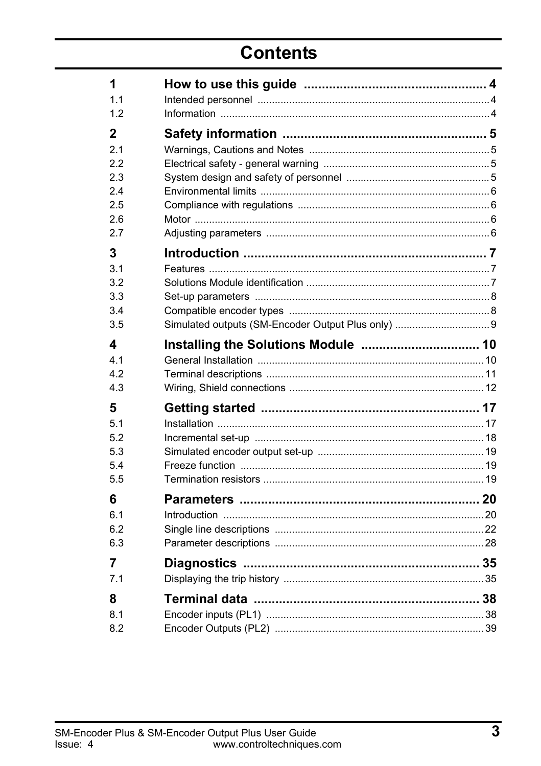# Contents

| | | |
|---|---|---|
| **1** | **How to use this guide** | **4** |
| 1.1 | Intended personnel | 4 |
| 1.2 | Information | 4 |
| **2** | **Safety information** | **5** |
| 2.1 | Warnings, Cautions and Notes | 5 |
| 2.2 | Electrical safety - general warning | 5 |
| 2.3 | System design and safety of personnel | 5 |
| 2.4 | Environmental limits | 6 |
| 2.5 | Compliance with regulations | 6 |
| 2.6 | Motor | 6 |
| 2.7 | Adjusting parameters | 6 |
| **3** | **Introduction** | **7** |
| 3.1 | Features | 7 |
| 3.2 | Solutions Module identification | 7 |
| 3.3 | Set-up parameters | 8 |
| 3.4 | Compatible encoder types | 8 |
| 3.5 | Simulated outputs (SM-Encoder Output Plus only) | 9 |
| **4** | **Installing the Solutions Module** | **10** |
| 4.1 | General Installation | 10 |
| 4.2 | Terminal descriptions | 11 |
| 4.3 | Wiring, Shield connections | 12 |
| **5** | **Getting started** | **17** |
| 5.1 | Installation | 17 |
| 5.2 | Incremental set-up | 18 |
| 5.3 | Simulated encoder output set-up | 19 |
| 5.4 | Freeze function | 19 |
| 5.5 | Termination resistors | 19 |
| **6** | **Parameters** | **20** |
| 6.1 | Introduction | 20 |
| 6.2 | Single line descriptions | 22 |
| 6.3 | Parameter descriptions | 28 |
| **7** | **Diagnostics** | **35** |
| 7.1 | Displaying the trip history | 35 |
| **8** | **Terminal data** | **38** |
| 8.1 | Encoder inputs (PL1) | 38 |
| 8.2 | Encoder Outputs (PL2) | 39 |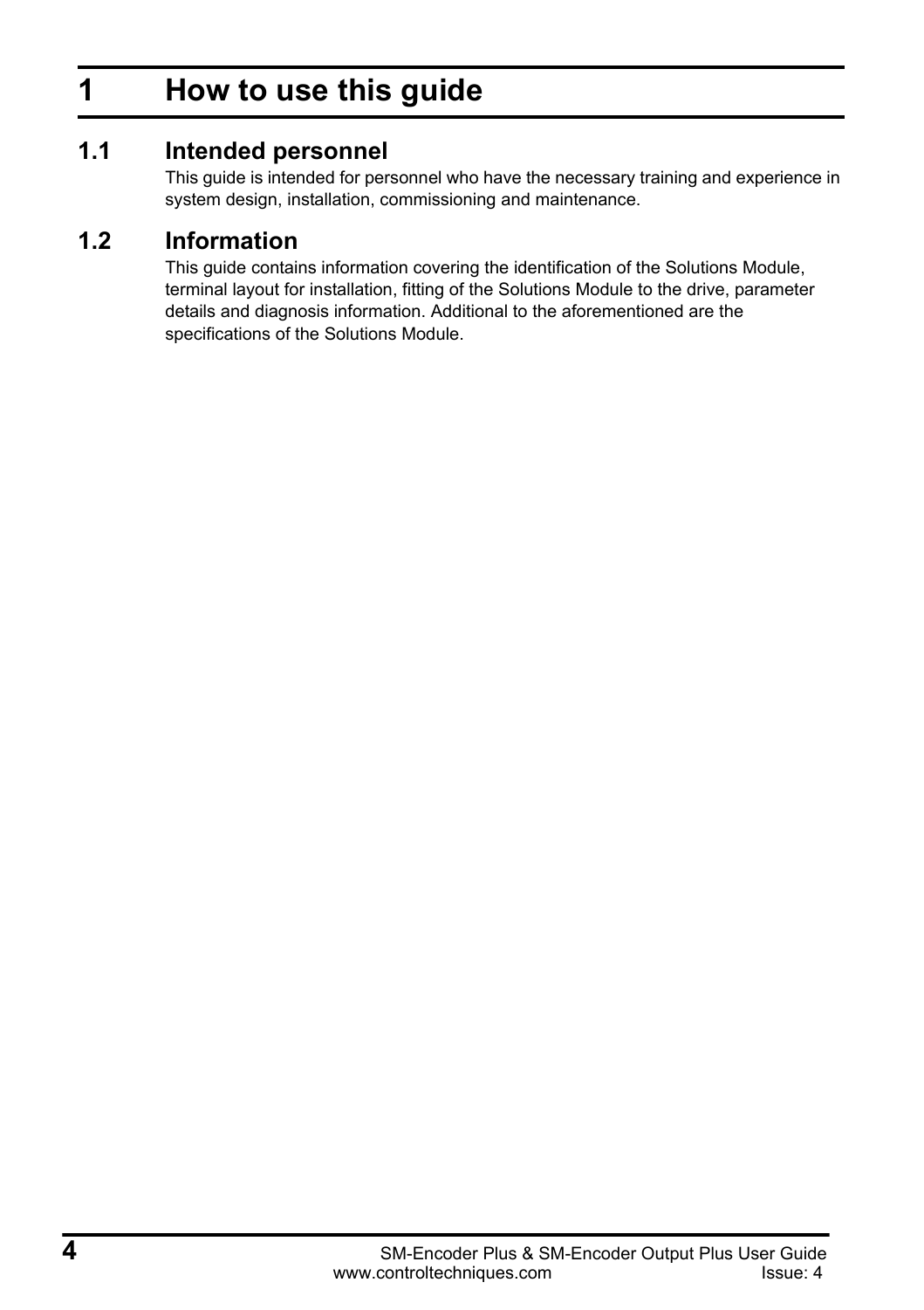# 1 How to use this guide

## 1.1 Intended personnel

This guide is intended for personnel who have the necessary training and experience in system design, installation, commissioning and maintenance.

## 1.2 Information

This guide contains information covering the identification of the Solutions Module, terminal layout for installation, fitting of the Solutions Module to the drive, parameter details and diagnosis information. Additional to the aforementioned are the specifications of the Solutions Module.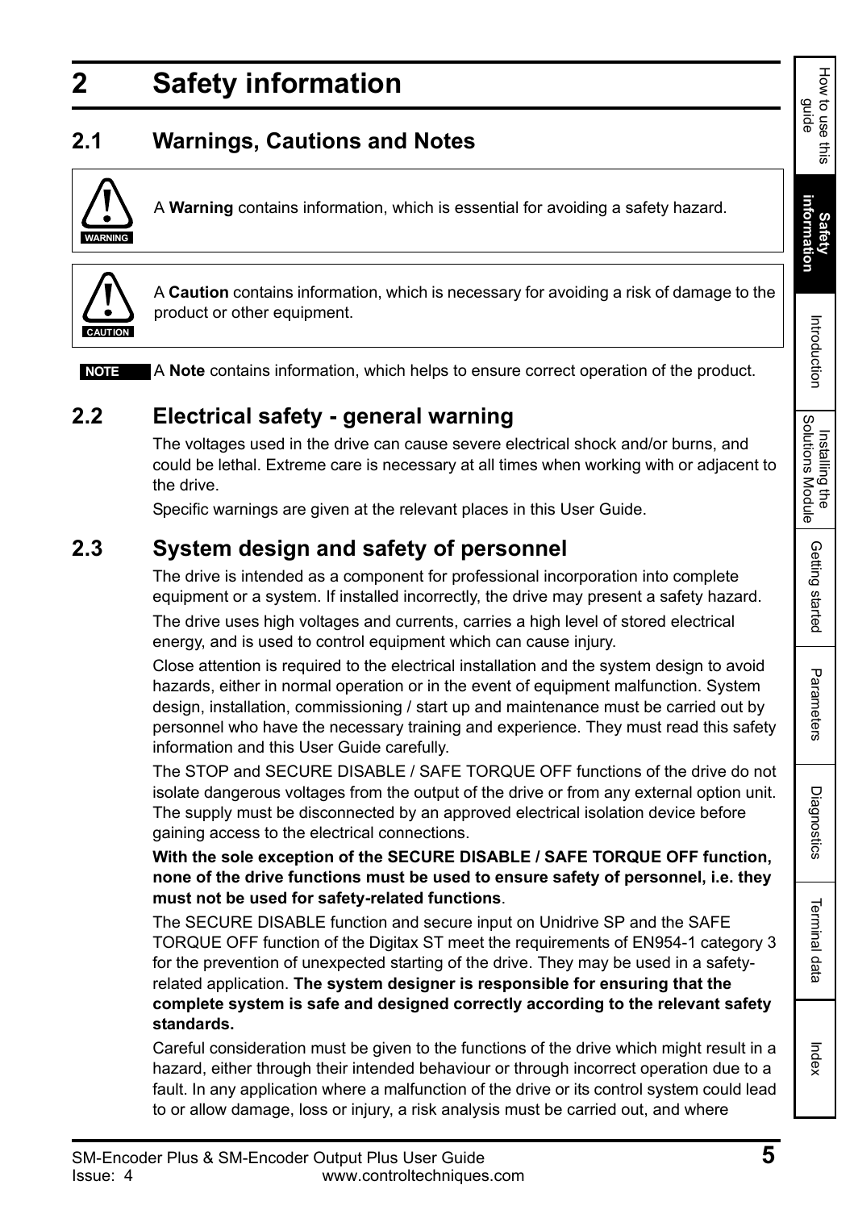# 2 Safety information

## 2.1 Warnings, Cautions and Notes

**WARNING**

A **Warning** contains information, which is essential for avoiding a safety hazard.

**CAUTION**

A **Caution** contains information, which is necessary for avoiding a risk of damage to the product or other equipment.

**NOTE** A **Note** contains information, which helps to ensure correct operation of the product.

## 2.2 Electrical safety - general warning

The voltages used in the drive can cause severe electrical shock and/or burns, and could be lethal. Extreme care is necessary at all times when working with or adjacent to the drive.

Specific warnings are given at the relevant places in this User Guide.

## 2.3 System design and safety of personnel

The drive is intended as a component for professional incorporation into complete equipment or a system. If installed incorrectly, the drive may present a safety hazard.

The drive uses high voltages and currents, carries a high level of stored electrical energy, and is used to control equipment which can cause injury.

Close attention is required to the electrical installation and the system design to avoid hazards, either in normal operation or in the event of equipment malfunction. System design, installation, commissioning / start up and maintenance must be carried out by personnel who have the necessary training and experience. They must read this safety information and this User Guide carefully.

The STOP and SECURE DISABLE / SAFE TORQUE OFF functions of the drive do not isolate dangerous voltages from the output of the drive or from any external option unit. The supply must be disconnected by an approved electrical isolation device before gaining access to the electrical connections.

**With the sole exception of the SECURE DISABLE / SAFE TORQUE OFF function, none of the drive functions must be used to ensure safety of personnel, i.e. they must not be used for safety-related functions**.

The SECURE DISABLE function and secure input on Unidrive SP and the SAFE TORQUE OFF function of the Digitax ST meet the requirements of EN954-1 category 3 for the prevention of unexpected starting of the drive. They may be used in a safety-related application. **The system designer is responsible for ensuring that the complete system is safe and designed correctly according to the relevant safety standards.**

Careful consideration must be given to the functions of the drive which might result in a hazard, either through their intended behaviour or through incorrect operation due to a fault. In any application where a malfunction of the drive or its control system could lead to or allow damage, loss or injury, a risk analysis must be carried out, and where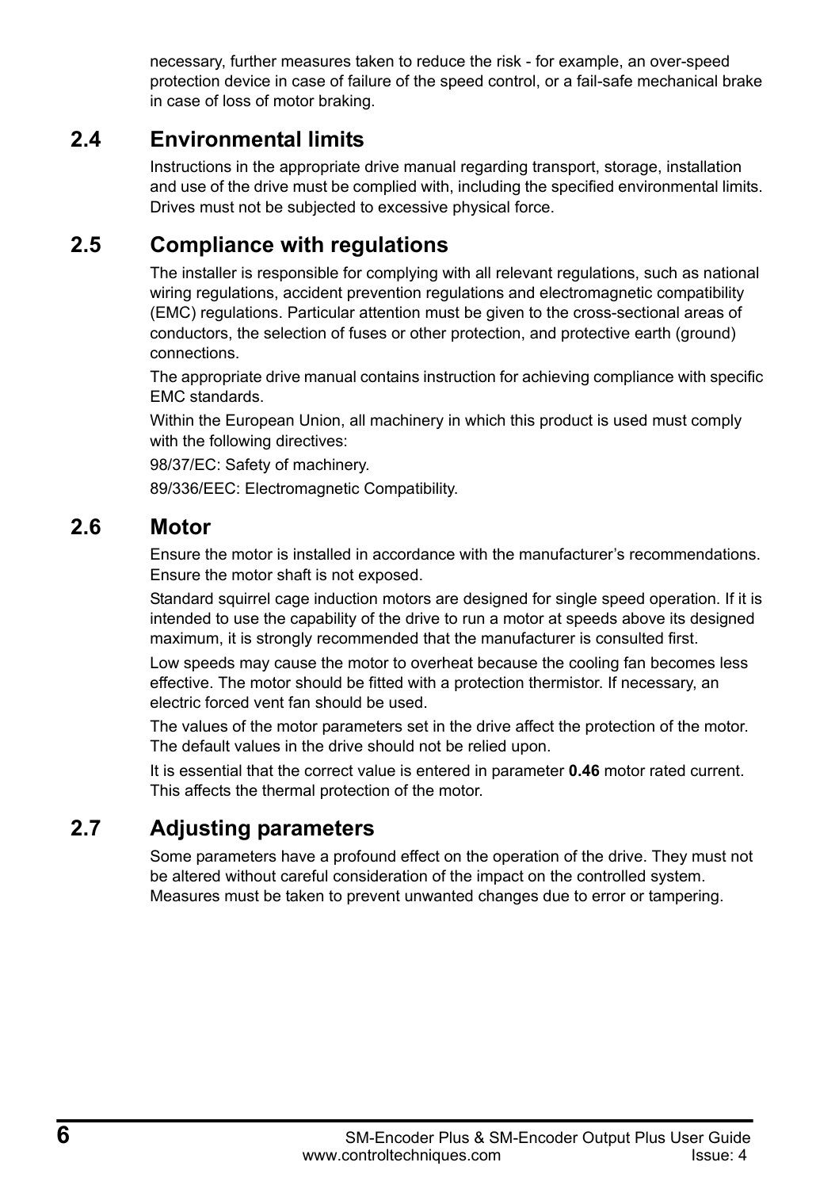necessary, further measures taken to reduce the risk - for example, an over-speed protection device in case of failure of the speed control, or a fail-safe mechanical brake in case of loss of motor braking.

## 2.4 Environmental limits

Instructions in the appropriate drive manual regarding transport, storage, installation and use of the drive must be complied with, including the specified environmental limits. Drives must not be subjected to excessive physical force.

## 2.5 Compliance with regulations

The installer is responsible for complying with all relevant regulations, such as national wiring regulations, accident prevention regulations and electromagnetic compatibility (EMC) regulations. Particular attention must be given to the cross-sectional areas of conductors, the selection of fuses or other protection, and protective earth (ground) connections.

The appropriate drive manual contains instruction for achieving compliance with specific EMC standards.

Within the European Union, all machinery in which this product is used must comply with the following directives:

98/37/EC: Safety of machinery.

89/336/EEC: Electromagnetic Compatibility.

## 2.6 Motor

Ensure the motor is installed in accordance with the manufacturer's recommendations. Ensure the motor shaft is not exposed.

Standard squirrel cage induction motors are designed for single speed operation. If it is intended to use the capability of the drive to run a motor at speeds above its designed maximum, it is strongly recommended that the manufacturer is consulted first.

Low speeds may cause the motor to overheat because the cooling fan becomes less effective. The motor should be fitted with a protection thermistor. If necessary, an electric forced vent fan should be used.

The values of the motor parameters set in the drive affect the protection of the motor. The default values in the drive should not be relied upon.

It is essential that the correct value is entered in parameter **0.46** motor rated current. This affects the thermal protection of the motor.

## 2.7 Adjusting parameters

Some parameters have a profound effect on the operation of the drive. They must not be altered without careful consideration of the impact on the controlled system. Measures must be taken to prevent unwanted changes due to error or tampering.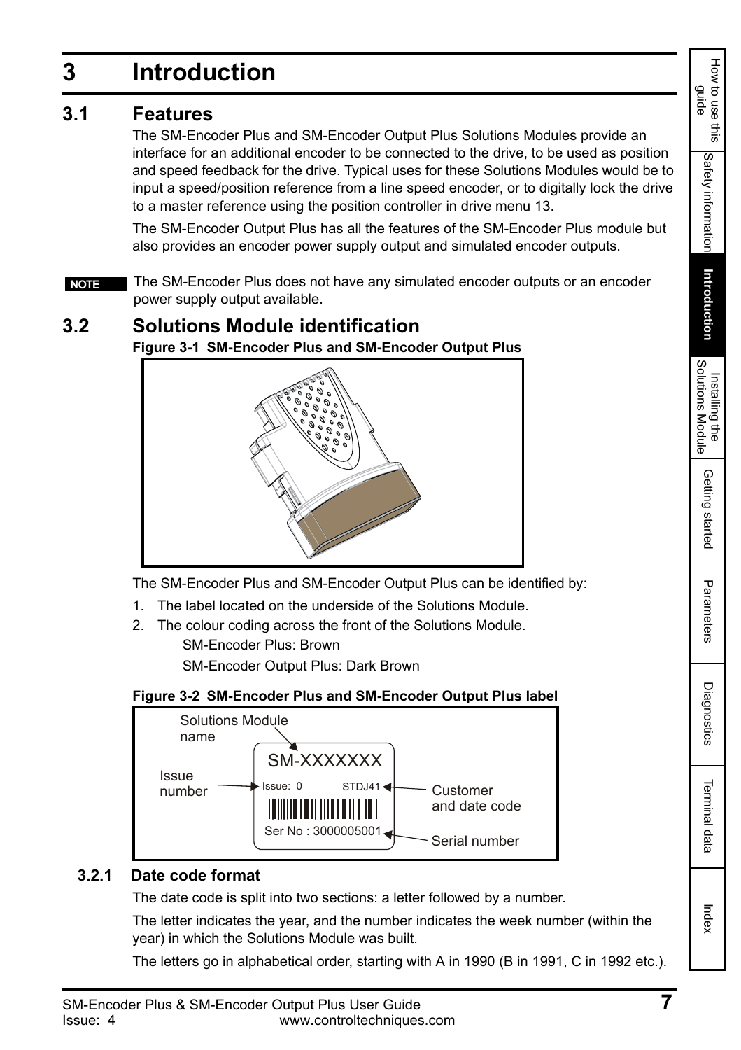# 3 Introduction

## 3.1 Features

The SM-Encoder Plus and SM-Encoder Output Plus Solutions Modules provide an interface for an additional encoder to be connected to the drive, to be used as position and speed feedback for the drive. Typical uses for these Solutions Modules would be to input a speed/position reference from a line speed encoder, or to digitally lock the drive to a master reference using the position controller in drive menu 13.

The SM-Encoder Output Plus has all the features of the SM-Encoder Plus module but also provides an encoder power supply output and simulated encoder outputs.

**NOTE** The SM-Encoder Plus does not have any simulated encoder outputs or an encoder power supply output available.

## 3.2 Solutions Module identification

**Figure 3-1 SM-Encoder Plus and SM-Encoder Output Plus**

The SM-Encoder Plus and SM-Encoder Output Plus can be identified by:

1. The label located on the underside of the Solutions Module.
2. The colour coding across the front of the Solutions Module.

   SM-Encoder Plus: Brown

   SM-Encoder Output Plus: Dark Brown

**Figure 3-2 SM-Encoder Plus and SM-Encoder Output Plus label**

Solutions Module name: SM-XXXXXXX

Issue number: Issue: 0

Customer and date code: STDJ41

Serial number: Ser No : 3000005001

### 3.2.1 Date code format

The date code is split into two sections: a letter followed by a number.

The letter indicates the year, and the number indicates the week number (within the year) in which the Solutions Module was built.

The letters go in alphabetical order, starting with A in 1990 (B in 1991, C in 1992 etc.).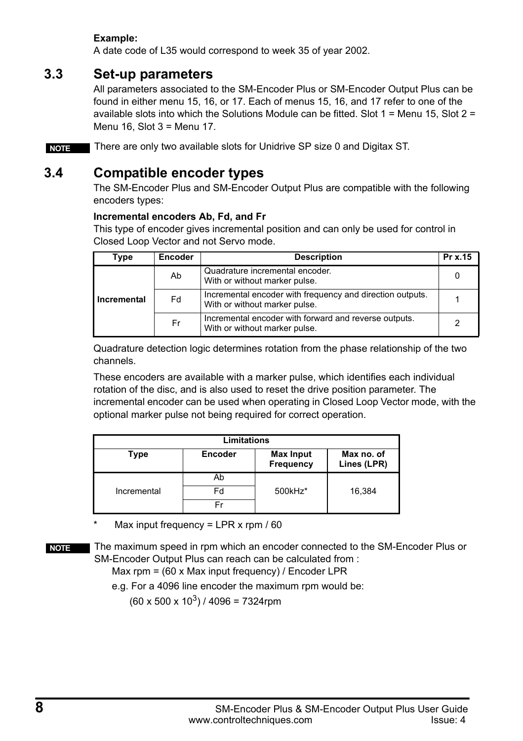**Example:**
A date code of L35 would correspond to week 35 of year 2002.

## 3.3 Set-up parameters

All parameters associated to the SM-Encoder Plus or SM-Encoder Output Plus can be found in either menu 15, 16, or 17. Each of menus 15, 16, and 17 refer to one of the available slots into which the Solutions Module can be fitted. Slot 1 = Menu 15, Slot 2 = Menu 16, Slot 3 = Menu 17.

**NOTE** There are only two available slots for Unidrive SP size 0 and Digitax ST.

## 3.4 Compatible encoder types

The SM-Encoder Plus and SM-Encoder Output Plus are compatible with the following encoders types:

**Incremental encoders Ab, Fd, and Fr**

This type of encoder gives incremental position and can only be used for control in Closed Loop Vector and not Servo mode.

| Type | Encoder | Description | Pr x.15 |
|---|---|---|---|
| Incremental | Ab | Quadrature incremental encoder. With or without marker pulse. | 0 |
| | Fd | Incremental encoder with frequency and direction outputs. With or without marker pulse. | 1 |
| | Fr | Incremental encoder with forward and reverse outputs. With or without marker pulse. | 2 |

Quadrature detection logic determines rotation from the phase relationship of the two channels.

These encoders are available with a marker pulse, which identifies each individual rotation of the disc, and is also used to reset the drive position parameter. The incremental encoder can be used when operating in Closed Loop Vector mode, with the optional marker pulse not being required for correct operation.

| Limitations | | | |
|---|---|---|---|
| Type | Encoder | Max Input Frequency | Max no. of Lines (LPR) |
| Incremental | Ab | 500kHz* | 16,384 |
| | Fd | | |
| | Fr | | |

\* Max input frequency = LPR x rpm / 60

**NOTE** The maximum speed in rpm which an encoder connected to the SM-Encoder Plus or SM-Encoder Output Plus can reach can be calculated from :

Max rpm = (60 x Max input frequency) / Encoder LPR

e.g. For a 4096 line encoder the maximum rpm would be:

$(60 \times 500 \times 10^3) / 4096 = 7324$rpm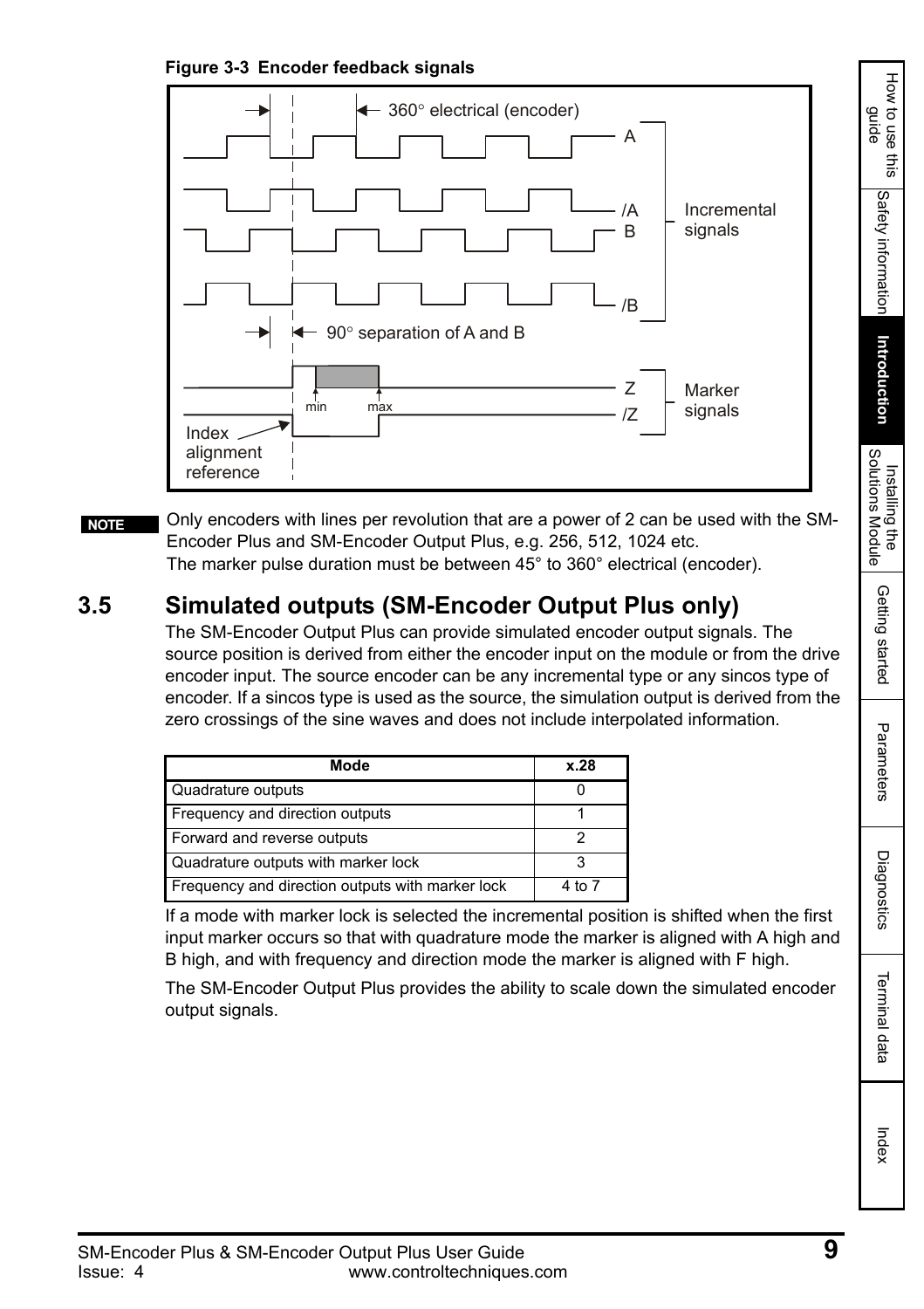**Figure 3-3 Encoder feedback signals**

| | |
|---|---|
| **NOTE** | Only encoders with lines per revolution that are a power of 2 can be used with the SM-Encoder Plus and SM-Encoder Output Plus, e.g. 256, 512, 1024 etc.<br>The marker pulse duration must be between 45° to 360° electrical (encoder). |

## 3.5 Simulated outputs (SM-Encoder Output Plus only)

The SM-Encoder Output Plus can provide simulated encoder output signals. The source position is derived from either the encoder input on the module or from the drive encoder input. The source encoder can be any incremental type or any sincos type of encoder. If a sincos type is used as the source, the simulation output is derived from the zero crossings of the sine waves and does not include interpolated information.

| Mode | x.28 |
|---|---|
| Quadrature outputs | 0 |
| Frequency and direction outputs | 1 |
| Forward and reverse outputs | 2 |
| Quadrature outputs with marker lock | 3 |
| Frequency and direction outputs with marker lock | 4 to 7 |

If a mode with marker lock is selected the incremental position is shifted when the first input marker occurs so that with quadrature mode the marker is aligned with A high and B high, and with frequency and direction mode the marker is aligned with F high.

The SM-Encoder Output Plus provides the ability to scale down the simulated encoder output signals.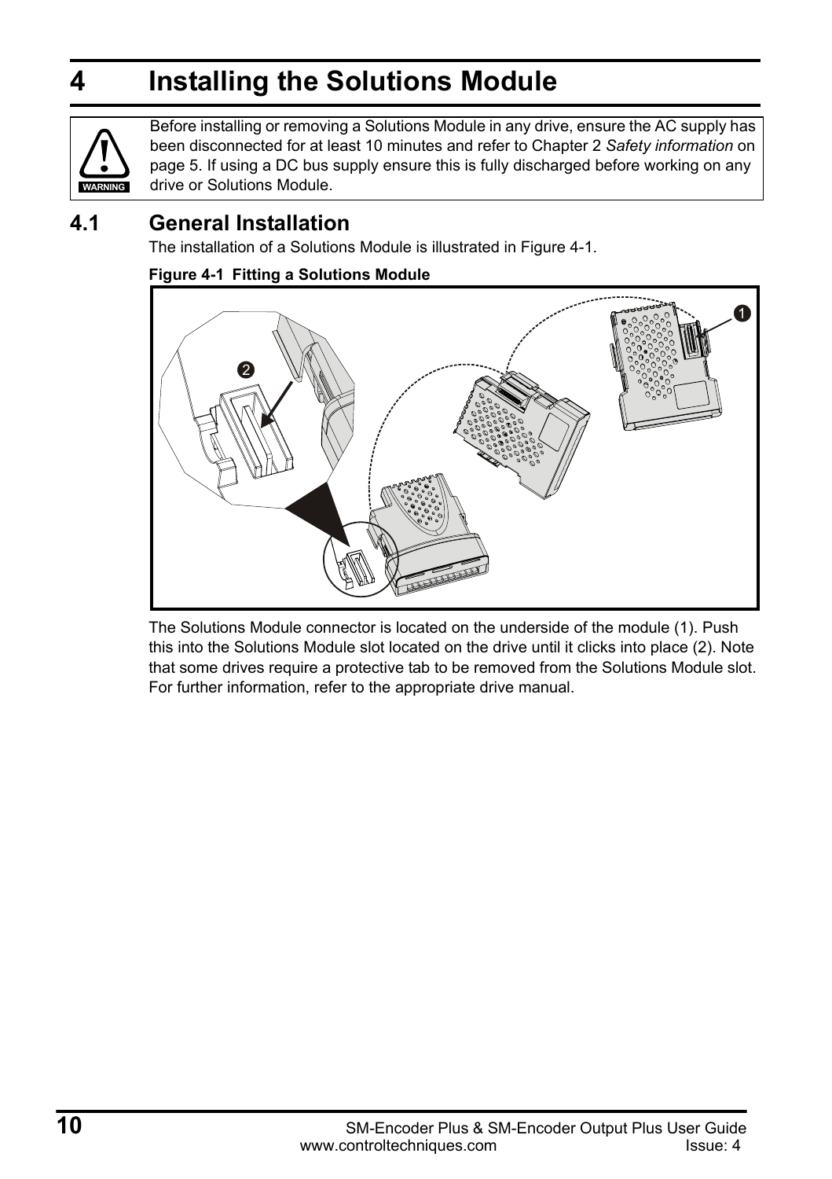# 4 Installing the Solutions Module

**WARNING**

Before installing or removing a Solutions Module in any drive, ensure the AC supply has been disconnected for at least 10 minutes and refer to Chapter 2 *Safety information* on page 5. If using a DC bus supply ensure this is fully discharged before working on any drive or Solutions Module.

## 4.1 General Installation

The installation of a Solutions Module is illustrated in Figure 4-1.

**Figure 4-1 Fitting a Solutions Module**

The Solutions Module connector is located on the underside of the module (1). Push this into the Solutions Module slot located on the drive until it clicks into place (2). Note that some drives require a protective tab to be removed from the Solutions Module slot. For further information, refer to the appropriate drive manual.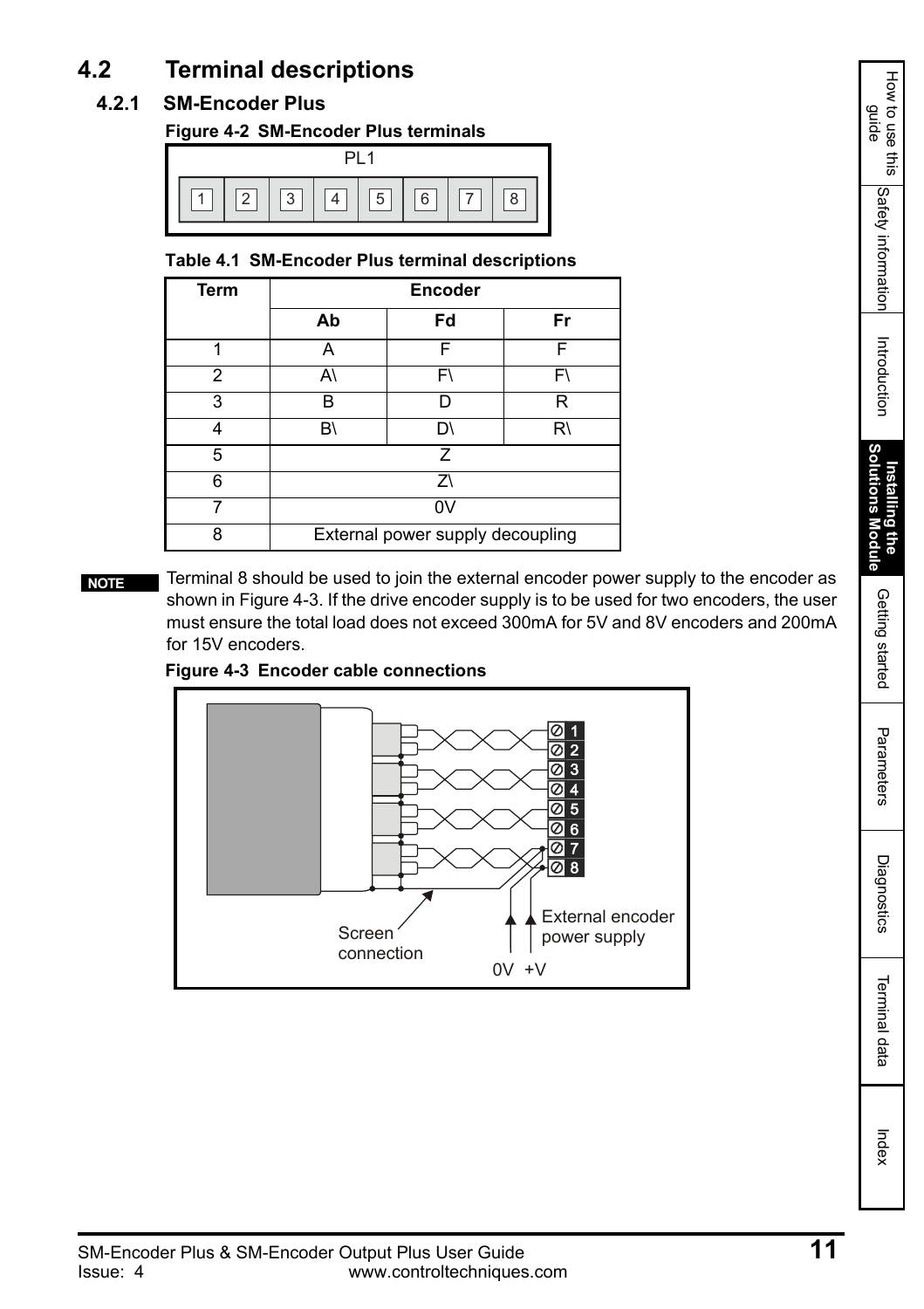## 4.2 Terminal descriptions

### 4.2.1 SM-Encoder Plus

**Figure 4-2 SM-Encoder Plus terminals**

PL1

| 1 | 2 | 3 | 4 | 5 | 6 | 7 | 8 |
|---|---|---|---|---|---|---|---|

**Table 4.1 SM-Encoder Plus terminal descriptions**

| Term | Encoder | | |
|---|---|---|---|
| | Ab | Fd | Fr |
| 1 | A | F | F |
| 2 | A\ | F\ | F\ |
| 3 | B | D | R |
| 4 | B\ | D\ | R\ |
| 5 | Z | | |
| 6 | Z\ | | |
| 7 | 0V | | |
| 8 | External power supply decoupling | | |

**NOTE** Terminal 8 should be used to join the external encoder power supply to the encoder as shown in Figure 4-3. If the drive encoder supply is to be used for two encoders, the user must ensure the total load does not exceed 300mA for 5V and 8V encoders and 200mA for 15V encoders.

**Figure 4-3 Encoder cable connections**

Screen connection

External encoder power supply

0V +V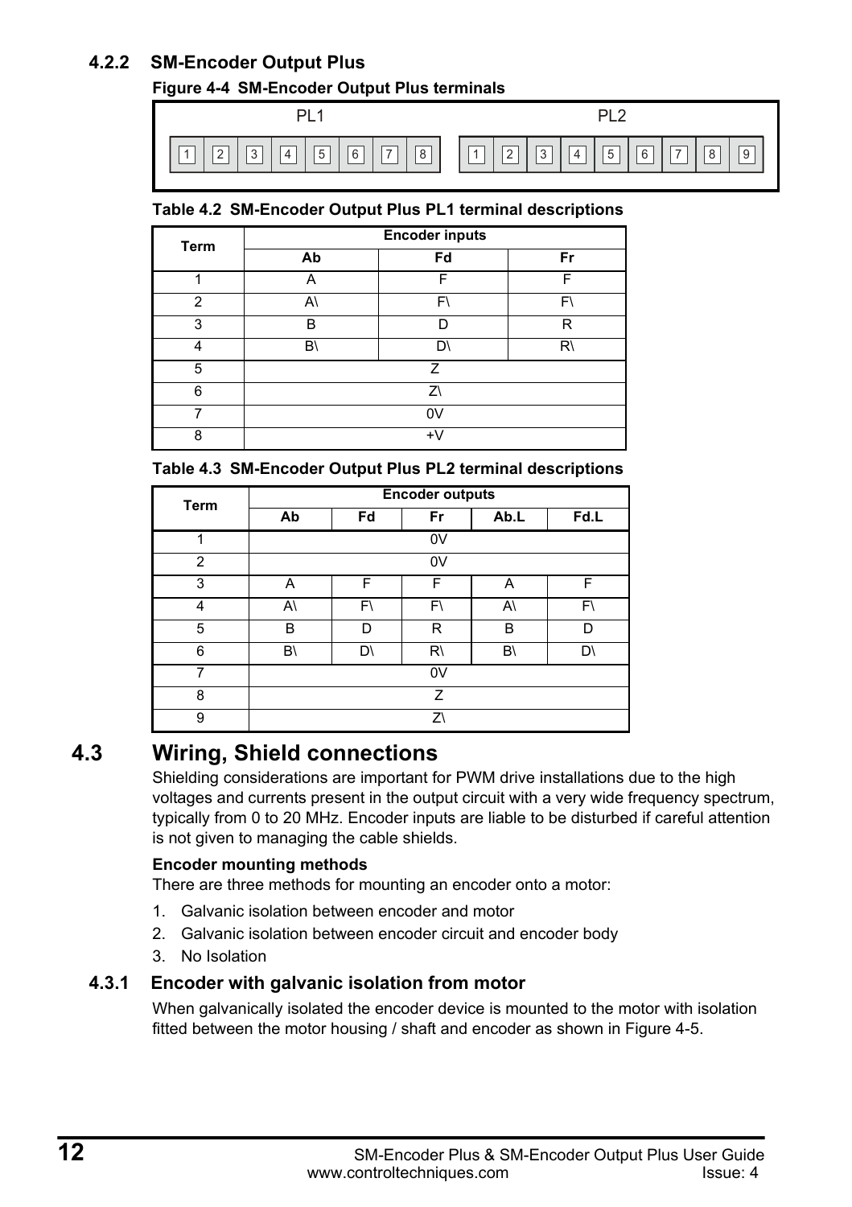### 4.2.2 SM-Encoder Output Plus

**Figure 4-4 SM-Encoder Output Plus terminals**

PL1: 1 2 3 4 5 6 7 8

PL2: 1 2 3 4 5 6 7 8 9

**Table 4.2 SM-Encoder Output Plus PL1 terminal descriptions**

| Term | Encoder inputs | | |
|---|---|---|---|
| | Ab | Fd | Fr |
| 1 | A | F | F |
| 2 | A\ | F\ | F\ |
| 3 | B | D | R |
| 4 | B\ | D\ | R\ |
| 5 | Z | | |
| 6 | Z\ | | |
| 7 | 0V | | |
| 8 | +V | | |

**Table 4.3 SM-Encoder Output Plus PL2 terminal descriptions**

| Term | Encoder outputs | | | | |
|---|---|---|---|---|---|
| | Ab | Fd | Fr | Ab.L | Fd.L |
| 1 | 0V | | | | |
| 2 | 0V | | | | |
| 3 | A | F | F | A | F |
| 4 | A\ | F\ | F\ | A\ | F\ |
| 5 | B | D | R | B | D |
| 6 | B\ | D\ | R\ | B\ | D\ |
| 7 | 0V | | | | |
| 8 | Z | | | | |
| 9 | Z\ | | | | |

## 4.3 Wiring, Shield connections

Shielding considerations are important for PWM drive installations due to the high voltages and currents present in the output circuit with a very wide frequency spectrum, typically from 0 to 20 MHz. Encoder inputs are liable to be disturbed if careful attention is not given to managing the cable shields.

**Encoder mounting methods**

There are three methods for mounting an encoder onto a motor:

1. Galvanic isolation between encoder and motor
2. Galvanic isolation between encoder circuit and encoder body
3. No Isolation

### 4.3.1 Encoder with galvanic isolation from motor

When galvanically isolated the encoder device is mounted to the motor with isolation fitted between the motor housing / shaft and encoder as shown in Figure 4-5.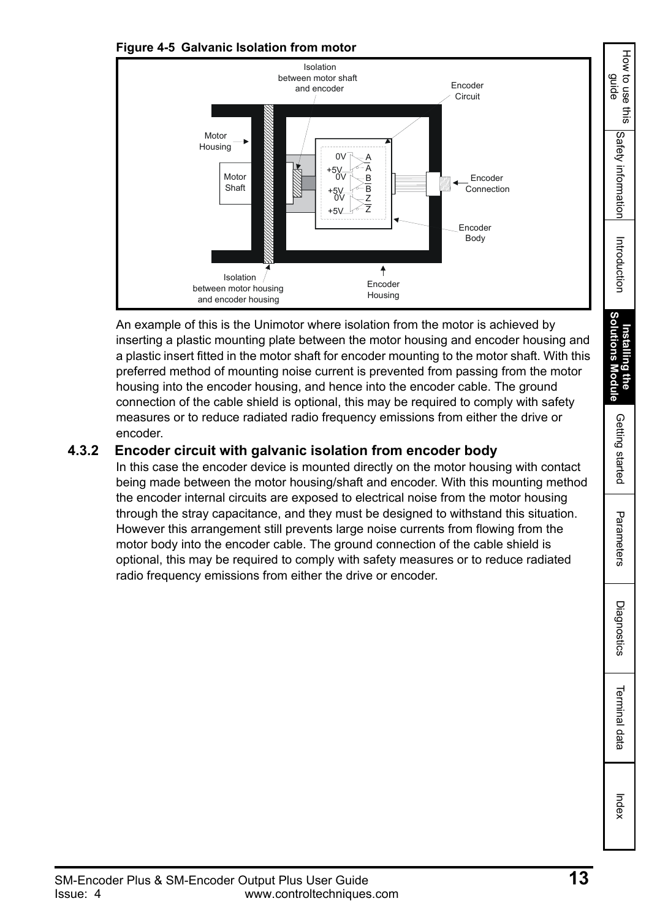**Figure 4-5 Galvanic Isolation from motor**

An example of this is the Unimotor where isolation from the motor is achieved by inserting a plastic mounting plate between the motor housing and encoder housing and a plastic insert fitted in the motor shaft for encoder mounting to the motor shaft. With this preferred method of mounting noise current is prevented from passing from the motor housing into the encoder housing, and hence into the encoder cable. The ground connection of the cable shield is optional, this may be required to comply with safety measures or to reduce radiated radio frequency emissions from either the drive or encoder.

### 4.3.2 Encoder circuit with galvanic isolation from encoder body

In this case the encoder device is mounted directly on the motor housing with contact being made between the motor housing/shaft and encoder. With this mounting method the encoder internal circuits are exposed to electrical noise from the motor housing through the stray capacitance, and they must be designed to withstand this situation. However this arrangement still prevents large noise currents from flowing from the motor body into the encoder cable. The ground connection of the cable shield is optional, this may be required to comply with safety measures or to reduce radiated radio frequency emissions from either the drive or encoder.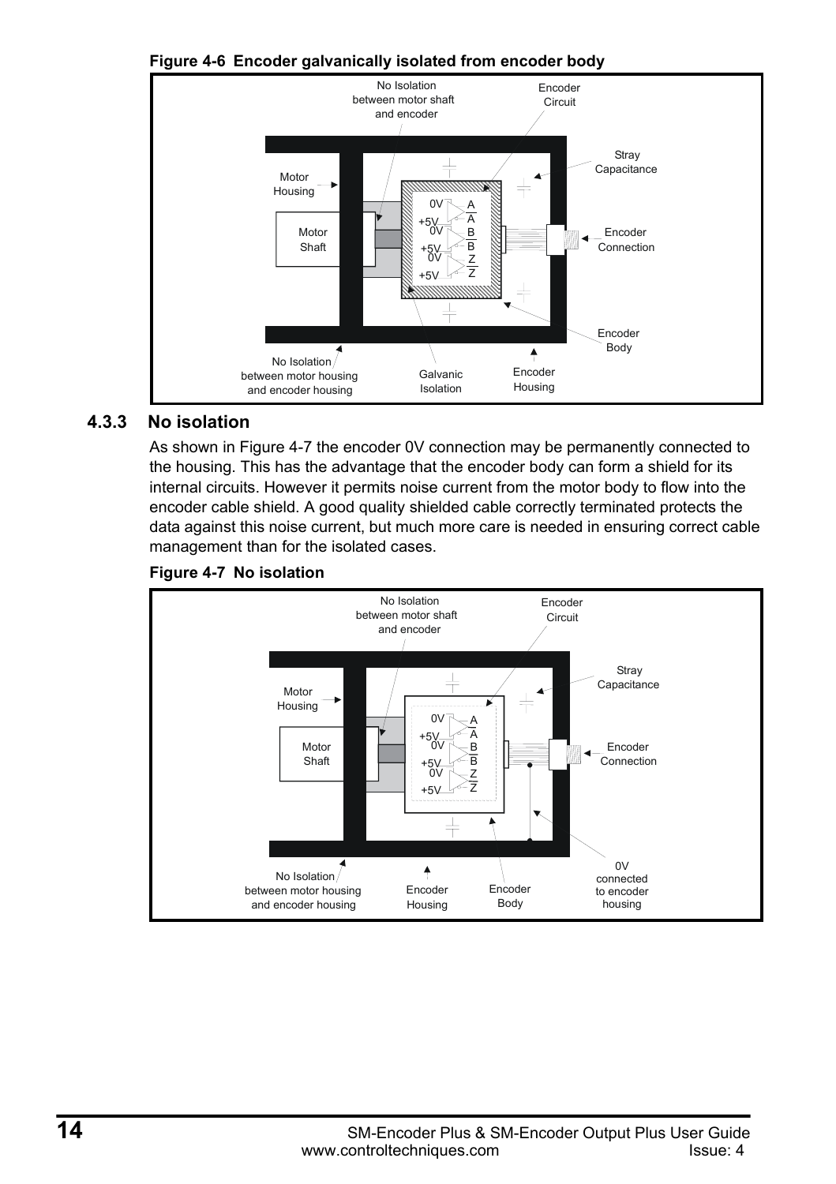**Figure 4-6 Encoder galvanically isolated from encoder body**

### 4.3.3 No isolation

As shown in Figure 4-7 the encoder 0V connection may be permanently connected to the housing. This has the advantage that the encoder body can form a shield for its internal circuits. However it permits noise current from the motor body to flow into the encoder cable shield. A good quality shielded cable correctly terminated protects the data against this noise current, but much more care is needed in ensuring correct cable management than for the isolated cases.

**Figure 4-7 No isolation**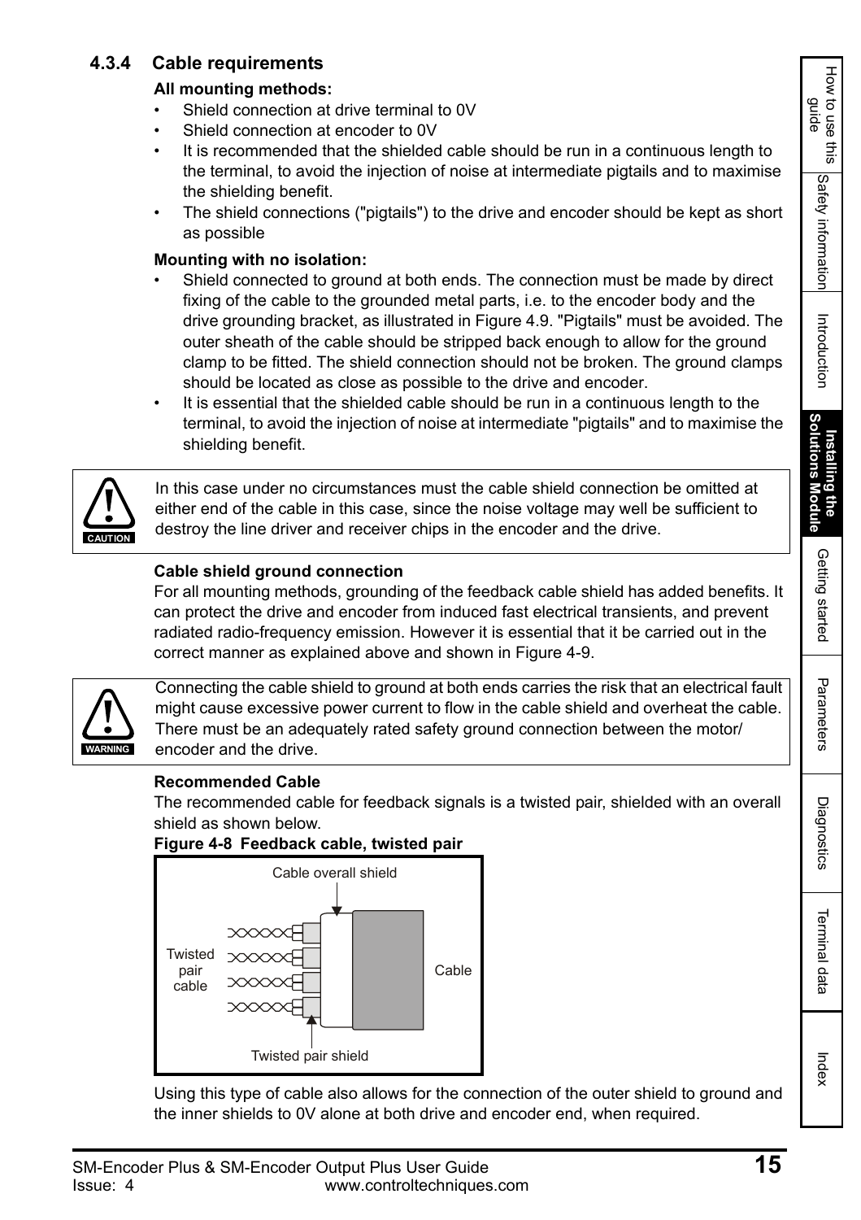### 4.3.4 Cable requirements

**All mounting methods:**

- Shield connection at drive terminal to 0V
- Shield connection at encoder to 0V
- It is recommended that the shielded cable should be run in a continuous length to the terminal, to avoid the injection of noise at intermediate pigtails and to maximise the shielding benefit.
- The shield connections ("pigtails") to the drive and encoder should be kept as short as possible

**Mounting with no isolation:**

- Shield connected to ground at both ends. The connection must be made by direct fixing of the cable to the grounded metal parts, i.e. to the encoder body and the drive grounding bracket, as illustrated in Figure 4.9. "Pigtails" must be avoided. The outer sheath of the cable should be stripped back enough to allow for the ground clamp to be fitted. The shield connection should not be broken. The ground clamps should be located as close as possible to the drive and encoder.
- It is essential that the shielded cable should be run in a continuous length to the terminal, to avoid the injection of noise at intermediate "pigtails" and to maximise the shielding benefit.

**CAUTION**

In this case under no circumstances must the cable shield connection be omitted at either end of the cable in this case, since the noise voltage may well be sufficient to destroy the line driver and receiver chips in the encoder and the drive.

**Cable shield ground connection**

For all mounting methods, grounding of the feedback cable shield has added benefits. It can protect the drive and encoder from induced fast electrical transients, and prevent radiated radio-frequency emission. However it is essential that it be carried out in the correct manner as explained above and shown in Figure 4-9.

**WARNING**

Connecting the cable shield to ground at both ends carries the risk that an electrical fault might cause excessive power current to flow in the cable shield and overheat the cable. There must be an adequately rated safety ground connection between the motor/ encoder and the drive.

**Recommended Cable**

The recommended cable for feedback signals is a twisted pair, shielded with an overall shield as shown below.

**Figure 4-8 Feedback cable, twisted pair**

Cable overall shield

Twisted pair cable

Cable

Twisted pair shield

Using this type of cable also allows for the connection of the outer shield to ground and the inner shields to 0V alone at both drive and encoder end, when required.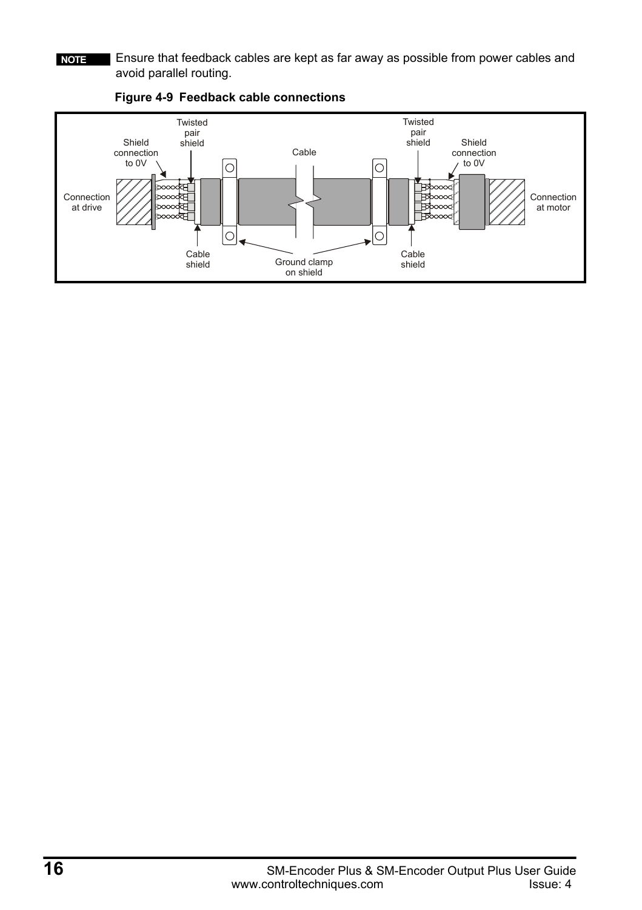**NOTE** Ensure that feedback cables are kept as far away as possible from power cables and avoid parallel routing.

**Figure 4-9 Feedback cable connections**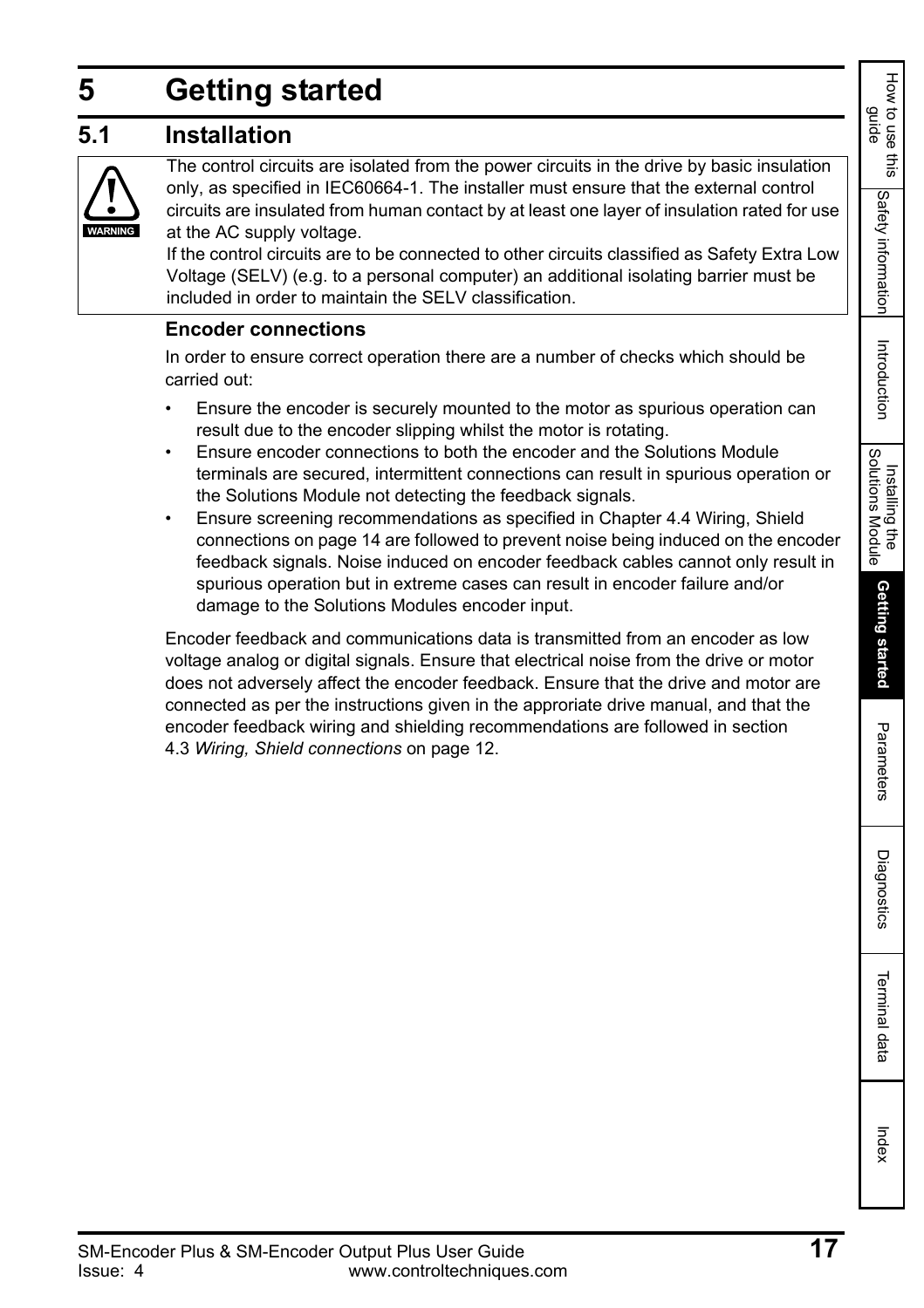# 5 Getting started

## 5.1 Installation

> **WARNING**
>
> The control circuits are isolated from the power circuits in the drive by basic insulation only, as specified in IEC60664-1. The installer must ensure that the external control circuits are insulated from human contact by at least one layer of insulation rated for use at the AC supply voltage.
>
> If the control circuits are to be connected to other circuits classified as Safety Extra Low Voltage (SELV) (e.g. to a personal computer) an additional isolating barrier must be included in order to maintain the SELV classification.

### Encoder connections

In order to ensure correct operation there are a number of checks which should be carried out:

- Ensure the encoder is securely mounted to the motor as spurious operation can result due to the encoder slipping whilst the motor is rotating.
- Ensure encoder connections to both the encoder and the Solutions Module terminals are secured, intermittent connections can result in spurious operation or the Solutions Module not detecting the feedback signals.
- Ensure screening recommendations as specified in Chapter 4.4 Wiring, Shield connections on page 14 are followed to prevent noise being induced on the encoder feedback signals. Noise induced on encoder feedback cables cannot only result in spurious operation but in extreme cases can result in encoder failure and/or damage to the Solutions Modules encoder input.

Encoder feedback and communications data is transmitted from an encoder as low voltage analog or digital signals. Ensure that electrical noise from the drive or motor does not adversely affect the encoder feedback. Ensure that the drive and motor are connected as per the instructions given in the approriate drive manual, and that the encoder feedback wiring and shielding recommendations are followed in section 4.3 *Wiring, Shield connections* on page 12.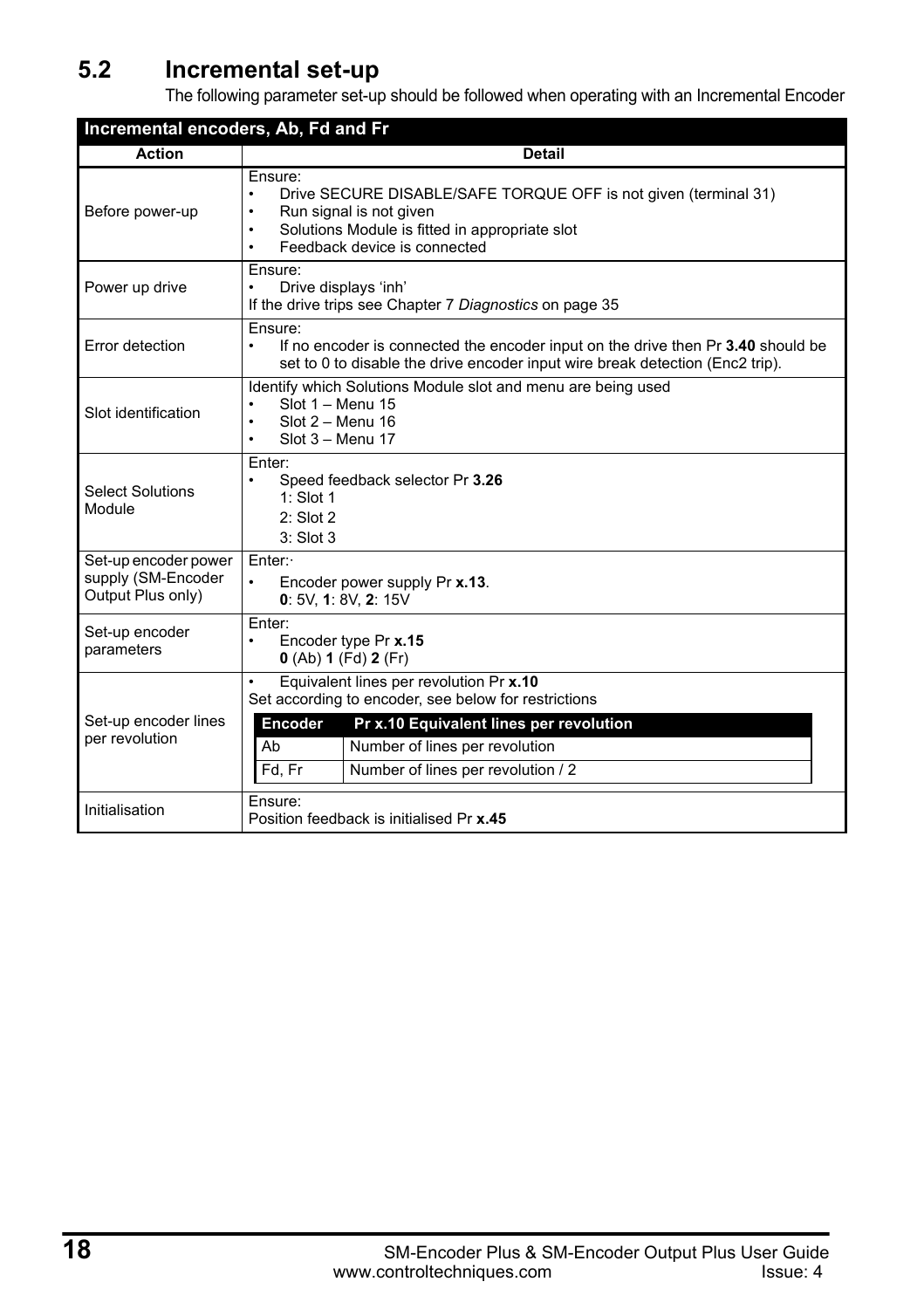## 5.2 Incremental set-up

The following parameter set-up should be followed when operating with an Incremental Encoder

| Incremental encoders, Ab, Fd and Fr | |
|---|---|
| **Action** | **Detail** |
| Before power-up | Ensure:<br>• Drive SECURE DISABLE/SAFE TORQUE OFF is not given (terminal 31)<br>• Run signal is not given<br>• Solutions Module is fitted in appropriate slot<br>• Feedback device is connected |
| Power up drive | Ensure:<br>• Drive displays 'inh'<br>If the drive trips see Chapter 7 *Diagnostics* on page 35 |
| Error detection | Ensure:<br>• If no encoder is connected the encoder input on the drive then Pr **3.40** should be set to 0 to disable the drive encoder input wire break detection (Enc2 trip). |
| Slot identification | Identify which Solutions Module slot and menu are being used<br>• Slot 1 – Menu 15<br>• Slot 2 – Menu 16<br>• Slot 3 – Menu 17 |
| Select Solutions Module | Enter:<br>• Speed feedback selector Pr **3.26**<br>1: Slot 1<br>2: Slot 2<br>3: Slot 3 |
| Set-up encoder power supply (SM-Encoder Output Plus only) | Enter:<br>• Encoder power supply Pr **x.13**.<br>**0**: 5V, **1**: 8V, **2**: 15V |
| Set-up encoder parameters | Enter:<br>• Encoder type Pr **x.15**<br>**0** (Ab) **1** (Fd) **2** (Fr) |
| Set-up encoder lines per revolution | • Equivalent lines per revolution Pr **x.10**<br>Set according to encoder, see below for restrictions<br>**Encoder** / **Pr x.10 Equivalent lines per revolution**<br>Ab: Number of lines per revolution<br>Fd, Fr: Number of lines per revolution / 2 |
| Initialisation | Ensure:<br>Position feedback is initialised Pr **x.45** |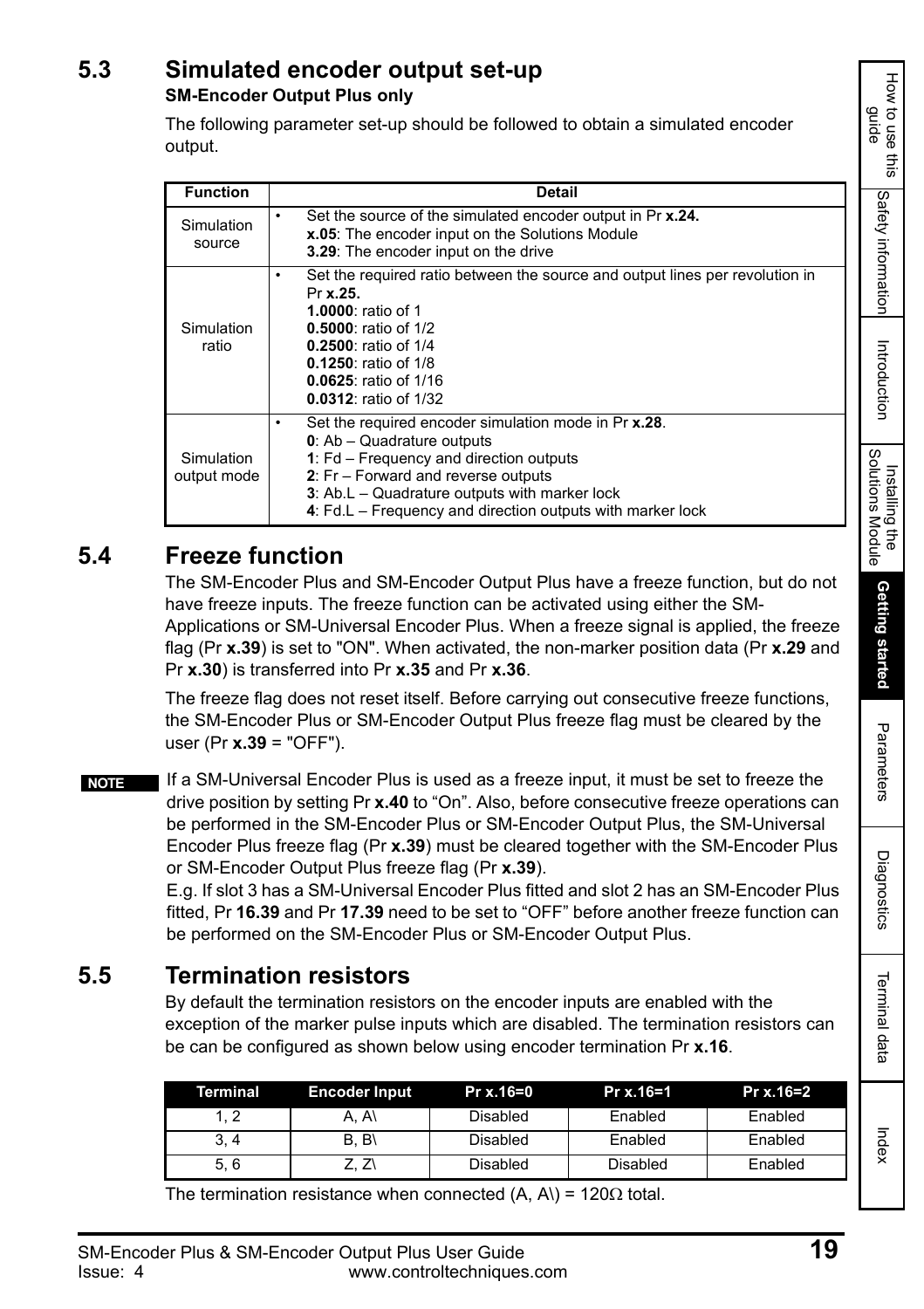## 5.3 Simulated encoder output set-up

**SM-Encoder Output Plus only**

The following parameter set-up should be followed to obtain a simulated encoder output.

| Function | Detail |
|---|---|
| Simulation source | • Set the source of the simulated encoder output in Pr **x.24.**<br>**x.05**: The encoder input on the Solutions Module<br>**3.29**: The encoder input on the drive |
| Simulation ratio | • Set the required ratio between the source and output lines per revolution in Pr **x.25.**<br>**1.0000**: ratio of 1<br>**0.5000**: ratio of 1/2<br>**0.2500**: ratio of 1/4<br>**0.1250**: ratio of 1/8<br>**0.0625**: ratio of 1/16<br>**0.0312**: ratio of 1/32 |
| Simulation output mode | • Set the required encoder simulation mode in Pr **x.28**.<br>**0**: Ab – Quadrature outputs<br>**1**: Fd – Frequency and direction outputs<br>**2**: Fr – Forward and reverse outputs<br>**3**: Ab.L – Quadrature outputs with marker lock<br>**4**: Fd.L – Frequency and direction outputs with marker lock |

## 5.4 Freeze function

The SM-Encoder Plus and SM-Encoder Output Plus have a freeze function, but do not have freeze inputs. The freeze function can be activated using either the SM-Applications or SM-Universal Encoder Plus. When a freeze signal is applied, the freeze flag (Pr **x.39**) is set to "ON". When activated, the non-marker position data (Pr **x.29** and Pr **x.30**) is transferred into Pr **x.35** and Pr **x.36**.

The freeze flag does not reset itself. Before carrying out consecutive freeze functions, the SM-Encoder Plus or SM-Encoder Output Plus freeze flag must be cleared by the user (Pr **x.39** = "OFF").

**NOTE** If a SM-Universal Encoder Plus is used as a freeze input, it must be set to freeze the drive position by setting Pr **x.40** to “On”. Also, before consecutive freeze operations can be performed in the SM-Encoder Plus or SM-Encoder Output Plus, the SM-Universal Encoder Plus freeze flag (Pr **x.39**) must be cleared together with the SM-Encoder Plus or SM-Encoder Output Plus freeze flag (Pr **x.39**).
E.g. If slot 3 has a SM-Universal Encoder Plus fitted and slot 2 has an SM-Encoder Plus fitted, Pr **16.39** and Pr **17.39** need to be set to “OFF” before another freeze function can be performed on the SM-Encoder Plus or SM-Encoder Output Plus.

## 5.5 Termination resistors

By default the termination resistors on the encoder inputs are enabled with the exception of the marker pulse inputs which are disabled. The termination resistors can be can be configured as shown below using encoder termination Pr **x.16**.

| Terminal | Encoder Input | Pr x.16=0 | Pr x.16=1 | Pr x.16=2 |
|---|---|---|---|---|
| 1, 2 | A, A\ | Disabled | Enabled | Enabled |
| 3, 4 | B, B\ | Disabled | Enabled | Enabled |
| 5, 6 | Z, Z\ | Disabled | Disabled | Enabled |

The termination resistance when connected (A, A\) = 120Ω total.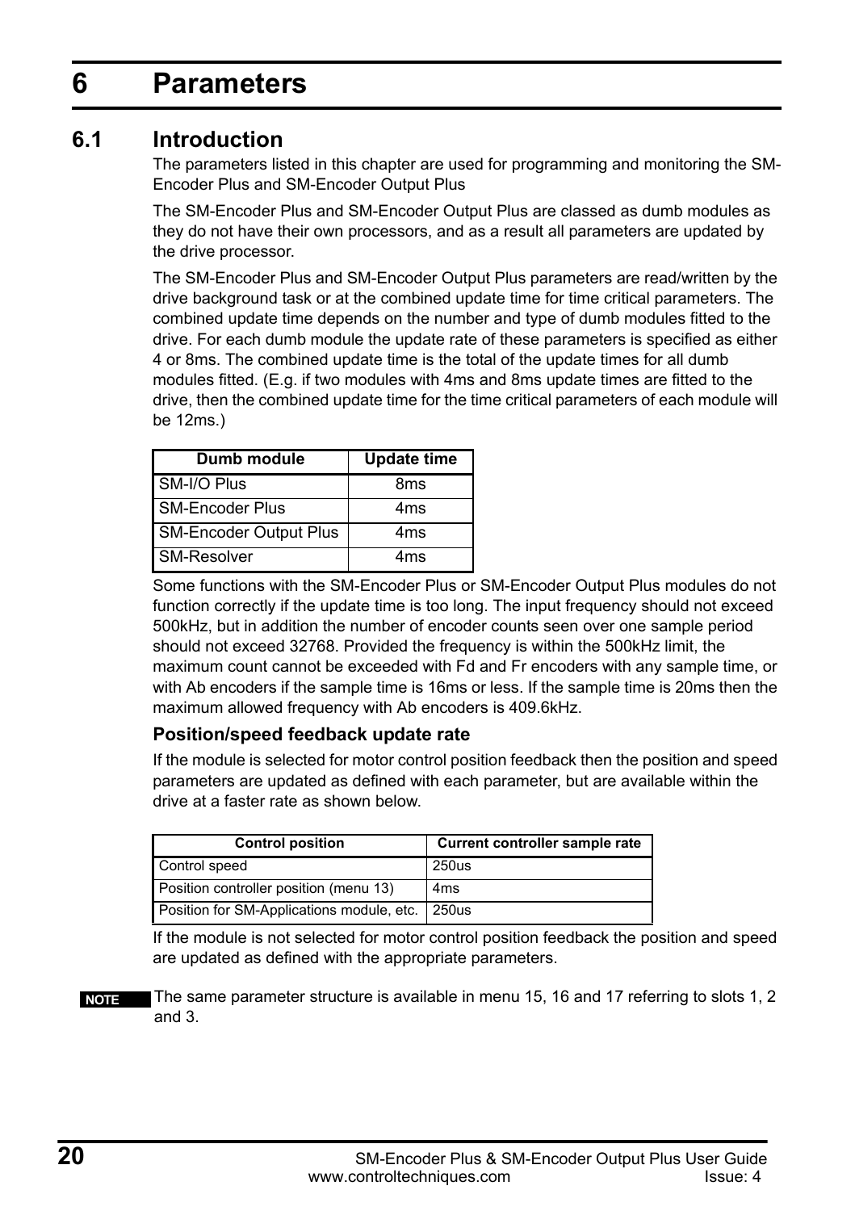# 6 Parameters

## 6.1 Introduction

The parameters listed in this chapter are used for programming and monitoring the SM-Encoder Plus and SM-Encoder Output Plus

The SM-Encoder Plus and SM-Encoder Output Plus are classed as dumb modules as they do not have their own processors, and as a result all parameters are updated by the drive processor.

The SM-Encoder Plus and SM-Encoder Output Plus parameters are read/written by the drive background task or at the combined update time for time critical parameters. The combined update time depends on the number and type of dumb modules fitted to the drive. For each dumb module the update rate of these parameters is specified as either 4 or 8ms. The combined update time is the total of the update times for all dumb modules fitted. (E.g. if two modules with 4ms and 8ms update times are fitted to the drive, then the combined update time for the time critical parameters of each module will be 12ms.)

| Dumb module | Update time |
|---|---|
| SM-I/O Plus | 8ms |
| SM-Encoder Plus | 4ms |
| SM-Encoder Output Plus | 4ms |
| SM-Resolver | 4ms |

Some functions with the SM-Encoder Plus or SM-Encoder Output Plus modules do not function correctly if the update time is too long. The input frequency should not exceed 500kHz, but in addition the number of encoder counts seen over one sample period should not exceed 32768. Provided the frequency is within the 500kHz limit, the maximum count cannot be exceeded with Fd and Fr encoders with any sample time, or with Ab encoders if the sample time is 16ms or less. If the sample time is 20ms then the maximum allowed frequency with Ab encoders is 409.6kHz.

### Position/speed feedback update rate

If the module is selected for motor control position feedback then the position and speed parameters are updated as defined with each parameter, but are available within the drive at a faster rate as shown below.

| Control position | Current controller sample rate |
|---|---|
| Control speed | 250us |
| Position controller position (menu 13) | 4ms |
| Position for SM-Applications module, etc. | 250us |

If the module is not selected for motor control position feedback the position and speed are updated as defined with the appropriate parameters.

**NOTE** The same parameter structure is available in menu 15, 16 and 17 referring to slots 1, 2 and 3.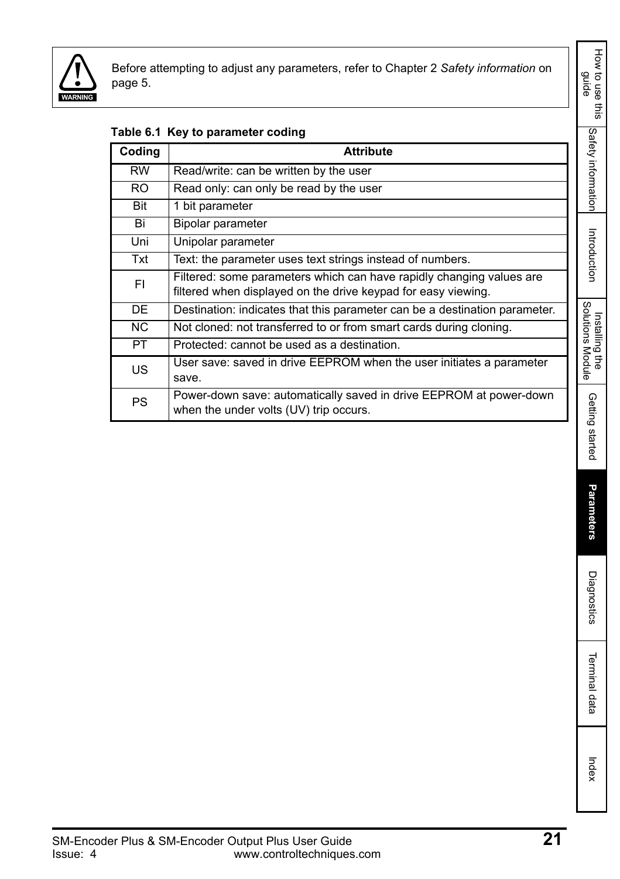WARNING

Before attempting to adjust any parameters, refer to Chapter 2 *Safety information* on page 5.

**Table 6.1 Key to parameter coding**

| Coding | Attribute |
|---|---|
| RW | Read/write: can be written by the user |
| RO | Read only: can only be read by the user |
| Bit | 1 bit parameter |
| Bi | Bipolar parameter |
| Uni | Unipolar parameter |
| Txt | Text: the parameter uses text strings instead of numbers. |
| FI | Filtered: some parameters which can have rapidly changing values are filtered when displayed on the drive keypad for easy viewing. |
| DE | Destination: indicates that this parameter can be a destination parameter. |
| NC | Not cloned: not transferred to or from smart cards during cloning. |
| PT | Protected: cannot be used as a destination. |
| US | User save: saved in drive EEPROM when the user initiates a parameter save. |
| PS | Power-down save: automatically saved in drive EEPROM at power-down when the under volts (UV) trip occurs. |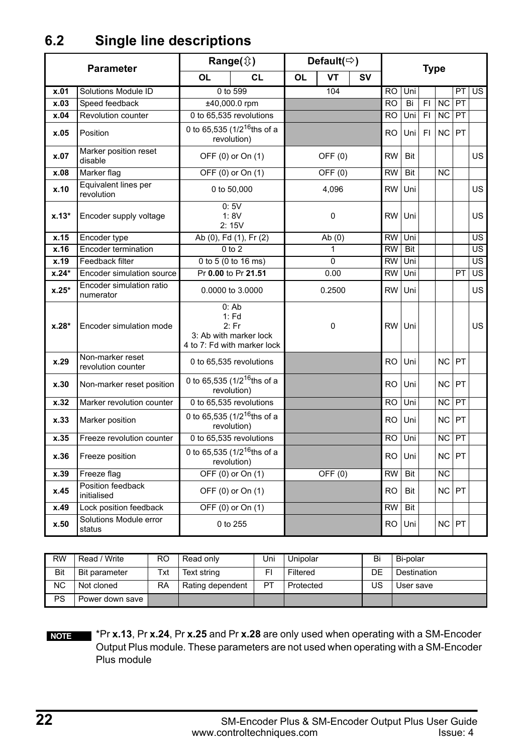## 6.2 Single line descriptions

| Parameter | | Range(⇳) | | Default(⇨) | | | Type | | | | | |
|---|---|---|---|---|---|---|---|---|---|---|---|---|
| | | OL | CL | OL | VT | SV | | | | | | |
| x.01 | Solutions Module ID | 0 to 599 | | 104 | | | RO | Uni | | | PT | US |
| x.03 | Speed feedback | ±40,000.0 rpm | | | | | RO | Bi | FI | NC | PT | |
| x.04 | Revolution counter | 0 to 65,535 revolutions | | | | | RO | Uni | FI | NC | PT | |
| x.05 | Position | 0 to 65,535 ($1/2^{16}$ths of a revolution) | | | | | RO | Uni | FI | NC | PT | |
| x.07 | Marker position reset disable | OFF (0) or On (1) | | OFF (0) | | | RW | Bit | | | | US |
| x.08 | Marker flag | OFF (0) or On (1) | | OFF (0) | | | RW | Bit | | NC | | |
| x.10 | Equivalent lines per revolution | 0 to 50,000 | | 4,096 | | | RW | Uni | | | | US |
| x.13* | Encoder supply voltage | 0: 5V<br>1: 8V<br>2: 15V | | 0 | | | RW | Uni | | | | US |
| x.15 | Encoder type | Ab (0), Fd (1), Fr (2) | | Ab (0) | | | RW | Uni | | | | US |
| x.16 | Encoder termination | 0 to 2 | | 1 | | | RW | Bit | | | | US |
| x.19 | Feedback filter | 0 to 5 (0 to 16 ms) | | 0 | | | RW | Uni | | | | US |
| x.24* | Encoder simulation source | Pr **0.00** to Pr **21.51** | | 0.00 | | | RW | Uni | | | PT | US |
| x.25* | Encoder simulation ratio numerator | 0.0000 to 3.0000 | | 0.2500 | | | RW | Uni | | | | US |
| x.28* | Encoder simulation mode | 0: Ab<br>1: Fd<br>2: Fr<br>3: Ab with marker lock<br>4 to 7: Fd with marker lock | | 0 | | | RW | Uni | | | | US |
| x.29 | Non-marker reset revolution counter | 0 to 65,535 revolutions | | | | | RO | Uni | | NC | PT | |
| x.30 | Non-marker reset position | 0 to 65,535 ($1/2^{16}$ths of a revolution) | | | | | RO | Uni | | NC | PT | |
| x.32 | Marker revolution counter | 0 to 65,535 revolutions | | | | | RO | Uni | | NC | PT | |
| x.33 | Marker position | 0 to 65,535 ($1/2^{16}$ths of a revolution) | | | | | RO | Uni | | NC | PT | |
| x.35 | Freeze revolution counter | 0 to 65,535 revolutions | | | | | RO | Uni | | NC | PT | |
| x.36 | Freeze position | 0 to 65,535 ($1/2^{16}$ths of a revolution) | | | | | RO | Uni | | NC | PT | |
| x.39 | Freeze flag | OFF (0) or On (1) | | OFF (0) | | | RW | Bit | | NC | | |
| x.45 | Position feedback initialised | OFF (0) or On (1) | | | | | RO | Bit | | NC | PT | |
| x.49 | Lock position feedback | OFF (0) or On (1) | | | | | RW | Bit | | | | |
| x.50 | Solutions Module error status | 0 to 255 | | | | | RO | Uni | | NC | PT | |

| RW | Read / Write | RO | Read only | Uni | Unipolar | Bi | Bi-polar |
|---|---|---|---|---|---|---|---|
| Bit | Bit parameter | Txt | Text string | FI | Filtered | DE | Destination |
| NC | Not cloned | RA | Rating dependent | PT | Protected | US | User save |
| PS | Power down save | | | | | | |

**NOTE** *Pr **x.13**, Pr **x.24**, Pr **x.25** and Pr **x.28** are only used when operating with a SM-Encoder Output Plus module. These parameters are not used when operating with a SM-Encoder Plus module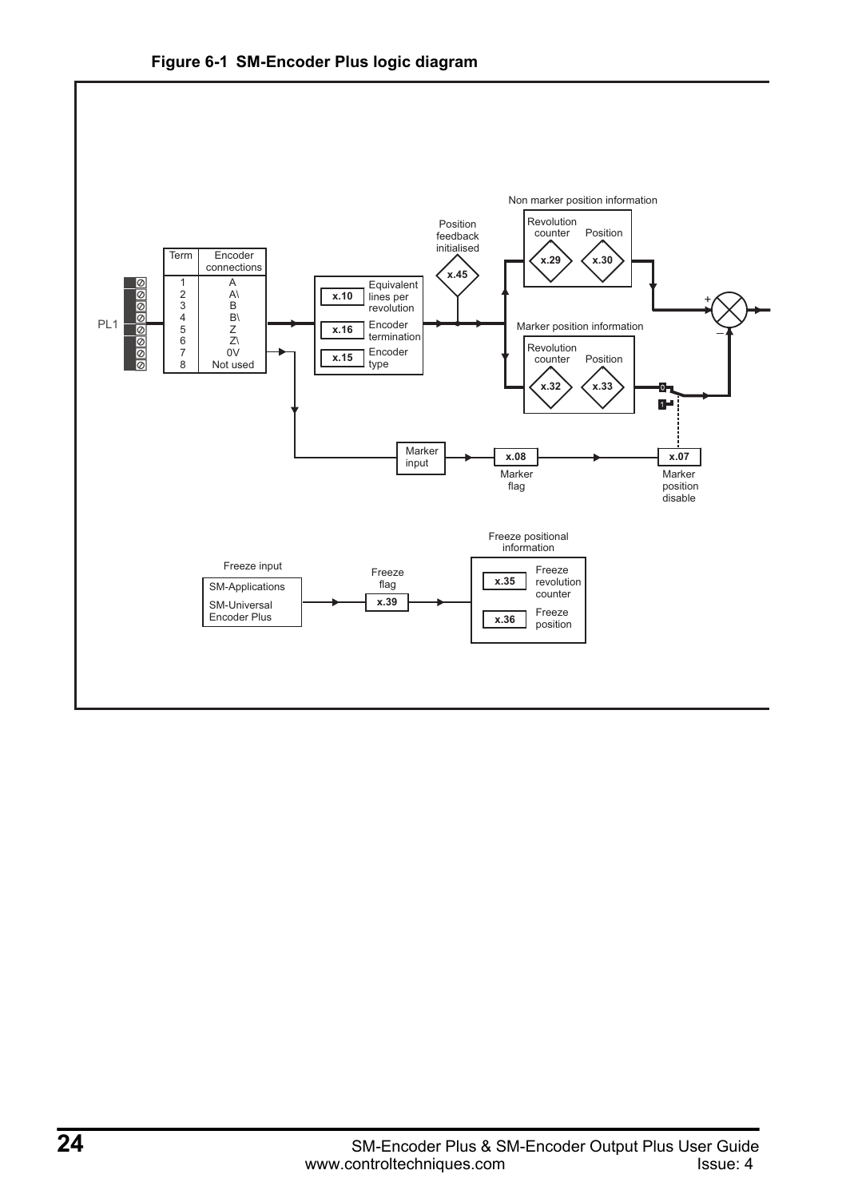**Figure 6-1 SM-Encoder Plus logic diagram**

PL1

| Term | Encoder connections |
|---|---|
| 1 | A |
| 2 | A\ |
| 3 | B |
| 4 | B\ |
| 5 | Z |
| 6 | Z\ |
| 7 | 0V |
| 8 | Not used |

x.10 Equivalent lines per revolution

x.16 Encoder termination

x.15 Encoder type

Position feedback initialised x.45

Non marker position information: Revolution counter x.29, Position x.30

Marker position information: Revolution counter x.32, Position x.33

Marker input → x.08 Marker flag → x.07 Marker position disable

Freeze input: SM-Applications, SM-Universal Encoder Plus → Freeze flag x.39

Freeze positional information: x.35 Freeze revolution counter, x.36 Freeze position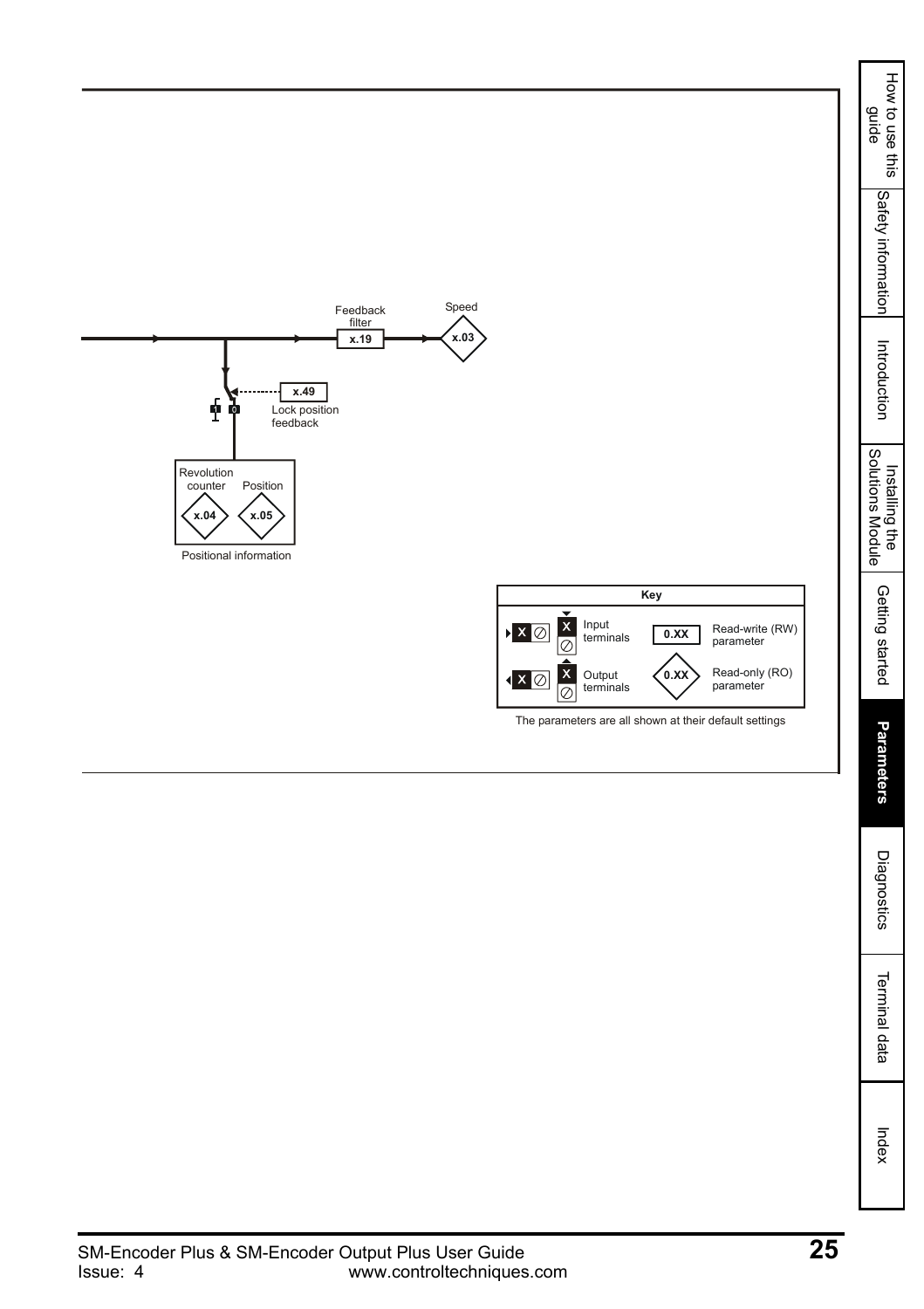Feedback filter

x.19

Speed

x.03

x.49

Lock position feedback

1 0

Revolution counter

x.04

Position

x.05

Positional information

| Key | | | |
|---|---|---|---|
| X ⊘ | Input terminals | 0.XX | Read-write (RW) parameter |
| X ⊘ | Output terminals | 0.XX | Read-only (RO) parameter |

The parameters are all shown at their default settings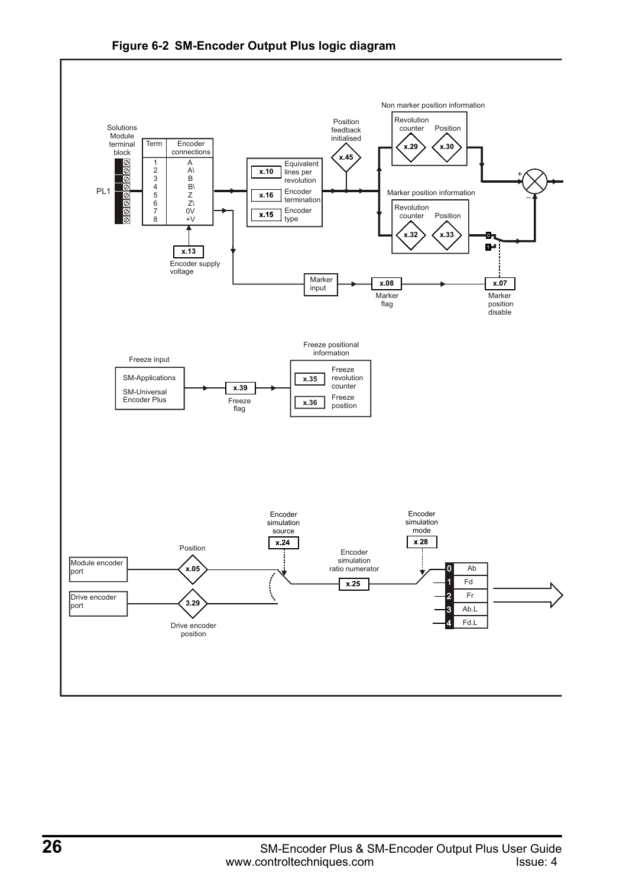**Figure 6-2 SM-Encoder Output Plus logic diagram**

Solutions Module terminal block

PL1

| Term | Encoder connections |
|---|---|
| 1 | A |
| 2 | A\ |
| 3 | B |
| 4 | B\ |
| 5 | Z |
| 6 | Z\ |
| 7 | 0V |
| 8 | +V |

x.13 Encoder supply voltage

x.10 Equivalent lines per revolution

x.16 Encoder termination

x.15 Encoder type

Position feedback initialised x.45

Non marker position information: Revolution counter x.29, Position x.30

Marker position information: Revolution counter x.32, Position x.33

Marker input → x.08 Marker flag → x.07 Marker position disable

Freeze input: SM-Applications, SM-Universal Encoder Plus → x.39 Freeze flag

Freeze positional information: x.35 Freeze revolution counter, x.36 Freeze position

Module encoder port → Position x.05

Drive encoder port → 3.29 Drive encoder position

Encoder simulation source x.24

Encoder simulation ratio numerator x.25

Encoder simulation mode x.28

| Mode | |
|---|---|
| 0 | Ab |
| 1 | Fd |
| 2 | Fr |
| 3 | Ab.L |
| 4 | Fd.L |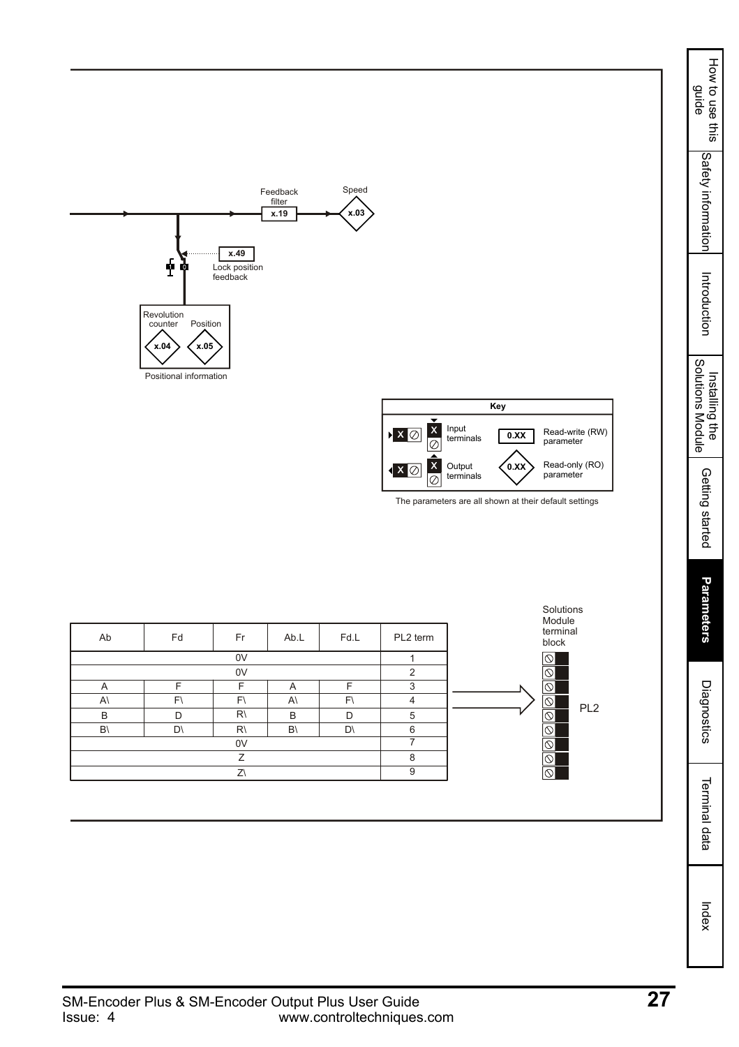Feedback filter

x.19

Speed

x.03

x.49

Lock position feedback

Revolution counter

x.04

Position

x.05

Positional information

| Key | | | |
|---|---|---|---|
| X | Input terminals | 0.XX | Read-write (RW) parameter |
| X | Output terminals | 0.XX | Read-only (RO) parameter |

The parameters are all shown at their default settings

| Ab | Fd | Fr | Ab.L | Fd.L | PL2 term |
|---|---|---|---|---|---|
| | | 0V | | | 1 |
| | | 0V | | | 2 |
| A | F | F | A | F | 3 |
| A\ | F\ | F\ | A\ | F\ | 4 |
| B | D | R\ | B | D | 5 |
| B\ | D\ | R\ | B\ | D\ | 6 |
| | | 0V | | | 7 |
| | | Z | | | 8 |
| | | Z\ | | | 9 |

Solutions Module terminal block

PL2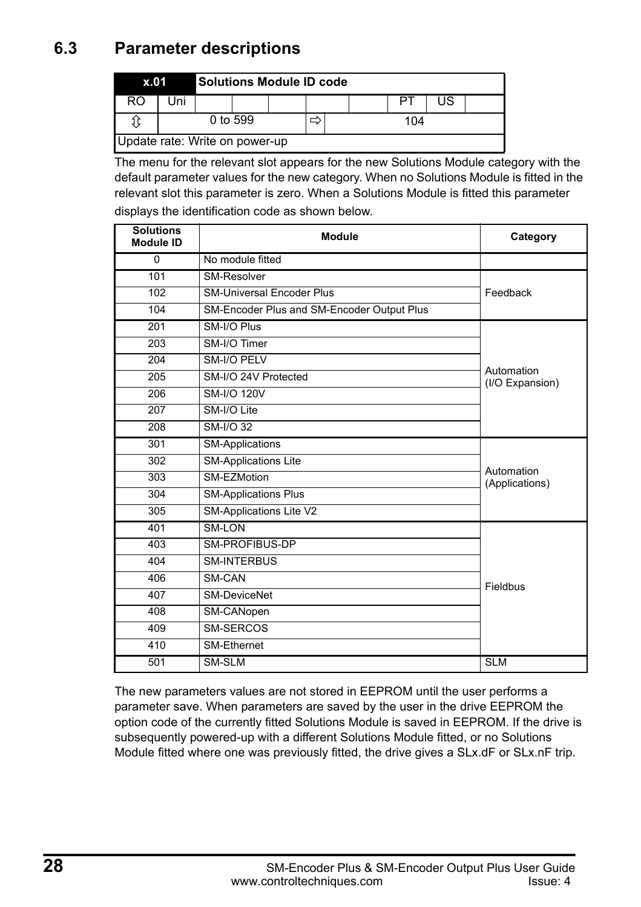## 6.3 Parameter descriptions

| x.01 | | Solutions Module ID code | | | | | | | |
|---|---|---|---|---|---|---|---|---|---|
| RO | Uni | | | | | | PT | US | |
| ⇳ | 0 to 599 | | | | ⇨ | 104 | | | |
| Update rate: Write on power-up | | | | | | | | | |

The menu for the relevant slot appears for the new Solutions Module category with the default parameter values for the new category. When no Solutions Module is fitted in the relevant slot this parameter is zero. When a Solutions Module is fitted this parameter displays the identification code as shown below.

| Solutions Module ID | Module | Category |
|---|---|---|
| 0 | No module fitted | |
| 101 | SM-Resolver | Feedback |
| 102 | SM-Universal Encoder Plus | |
| 104 | SM-Encoder Plus and SM-Encoder Output Plus | |
| 201 | SM-I/O Plus | Automation (I/O Expansion) |
| 203 | SM-I/O Timer | |
| 204 | SM-I/O PELV | |
| 205 | SM-I/O 24V Protected | |
| 206 | SM-I/O 120V | |
| 207 | SM-I/O Lite | |
| 208 | SM-I/O 32 | |
| 301 | SM-Applications | Automation (Applications) |
| 302 | SM-Applications Lite | |
| 303 | SM-EZMotion | |
| 304 | SM-Applications Plus | |
| 305 | SM-Applications Lite V2 | |
| 401 | SM-LON | Fieldbus |
| 403 | SM-PROFIBUS-DP | |
| 404 | SM-INTERBUS | |
| 406 | SM-CAN | |
| 407 | SM-DeviceNet | |
| 408 | SM-CANopen | |
| 409 | SM-SERCOS | |
| 410 | SM-Ethernet | |
| 501 | SM-SLM | SLM |

The new parameters values are not stored in EEPROM until the user performs a parameter save. When parameters are saved by the user in the drive EEPROM the option code of the currently fitted Solutions Module is saved in EEPROM. If the drive is subsequently powered-up with a different Solutions Module fitted, or no Solutions Module fitted where one was previously fitted, the drive gives a SLx.dF or SLx.nF trip.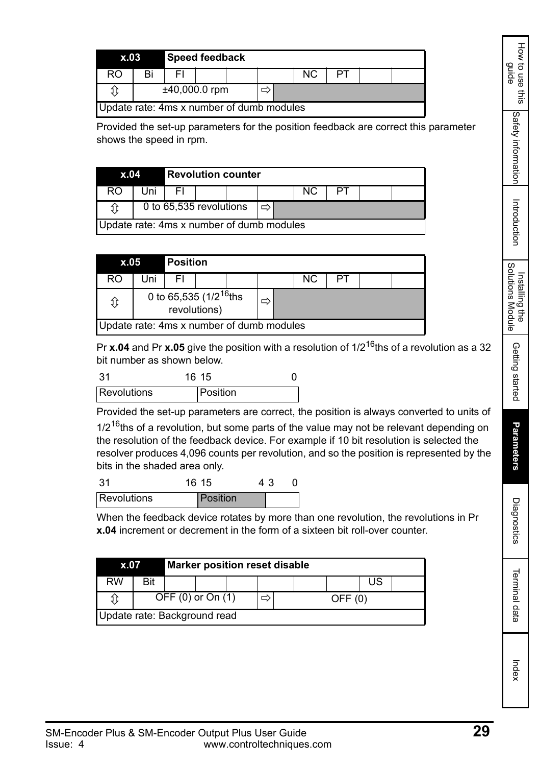| x.03 | Speed feedback | | | | | | | | |
|---|---|---|---|---|---|---|---|---|---|
| RO | Bi | FI | | | | NC | PT | | |
| ⇳ | ±40,000.0 rpm | | | ⇨ | | | | | |
| Update rate: 4ms x number of dumb modules | | | | | | | | | |

Provided the set-up parameters for the position feedback are correct this parameter shows the speed in rpm.

| x.04 | Revolution counter | | | | | | | | |
|---|---|---|---|---|---|---|---|---|---|
| RO | Uni | FI | | | | NC | PT | | |
| ⇳ | 0 to 65,535 revolutions | | | ⇨ | | | | | |
| Update rate: 4ms x number of dumb modules | | | | | | | | | |

| x.05 | Position | | | | | | | | |
|---|---|---|---|---|---|---|---|---|---|
| RO | Uni | FI | | | | NC | PT | | |
| ⇳ | 0 to 65,535 ($1/2^{16}$ths revolutions) | | | ⇨ | | | | | |
| Update rate: 4ms x number of dumb modules | | | | | | | | | |

Pr **x.04** and Pr **x.05** give the position with a resolution of $1/2^{16}$ths of a revolution as a 32 bit number as shown below.

| 31 — 16 | 15 — 0 |
|---|---|
| Revolutions | Position |

Provided the set-up parameters are correct, the position is always converted to units of $1/2^{16}$ths of a revolution, but some parts of the value may not be relevant depending on the resolution of the feedback device. For example if 10 bit resolution is selected the resolver produces 4,096 counts per revolution, and so the position is represented by the bits in the shaded area only.

| 31 — 16 | 15 — 4 | 3 — 0 |
|---|---|---|
| Revolutions | Position | |

When the feedback device rotates by more than one revolution, the revolutions in Pr **x.04** increment or decrement in the form of a sixteen bit roll-over counter.

| x.07 | Marker position reset disable | | | | | | | | |
|---|---|---|---|---|---|---|---|---|---|
| RW | Bit | | | | | | | US | |
| ⇳ | OFF (0) or On (1) | | | ⇨ | OFF (0) | | | | |
| Update rate: Background read | | | | | | | | | |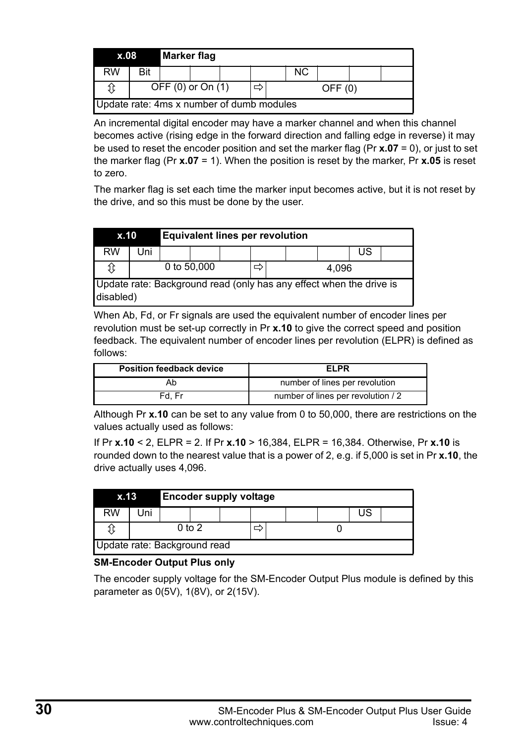| x.08 | | Marker flag | | | | | | | |
|---|---|---|---|---|---|---|---|---|---|
| RW | Bit | | | | | NC | | | |
| ⇕ | OFF (0) or On (1) | | | | ⇨ | OFF (0) | | | |
| Update rate: 4ms x number of dumb modules | | | | | | | | | |

An incremental digital encoder may have a marker channel and when this channel becomes active (rising edge in the forward direction and falling edge in reverse) it may be used to reset the encoder position and set the marker flag (Pr **x.07** = 0), or just to set the marker flag (Pr **x.07** = 1). When the position is reset by the marker, Pr **x.05** is reset to zero.

The marker flag is set each time the marker input becomes active, but it is not reset by the drive, and so this must be done by the user.

| x.10 | | Equivalent lines per revolution | | | | | | | |
|---|---|---|---|---|---|---|---|---|---|
| RW | Uni | | | | | | | US | |
| ⇕ | 0 to 50,000 | | | | ⇨ | 4,096 | | | |
| Update rate: Background read (only has any effect when the drive is disabled) | | | | | | | | | |

When Ab, Fd, or Fr signals are used the equivalent number of encoder lines per revolution must be set-up correctly in Pr **x.10** to give the correct speed and position feedback. The equivalent number of encoder lines per revolution (ELPR) is defined as follows:

| Position feedback device | ELPR |
|---|---|
| Ab | number of lines per revolution |
| Fd, Fr | number of lines per revolution / 2 |

Although Pr **x.10** can be set to any value from 0 to 50,000, there are restrictions on the values actually used as follows:

If Pr **x.10** < 2, ELPR = 2. If Pr **x.10** > 16,384, ELPR = 16,384. Otherwise, Pr **x.10** is rounded down to the nearest value that is a power of 2, e.g. if 5,000 is set in Pr **x.10**, the drive actually uses 4,096.

| x.13 | | Encoder supply voltage | | | | | | | |
|---|---|---|---|---|---|---|---|---|---|
| RW | Uni | | | | | | | US | |
| ⇕ | 0 to 2 | | | | ⇨ | 0 | | | |
| Update rate: Background read | | | | | | | | | |

**SM-Encoder Output Plus only**

The encoder supply voltage for the SM-Encoder Output Plus module is defined by this parameter as 0(5V), 1(8V), or 2(15V).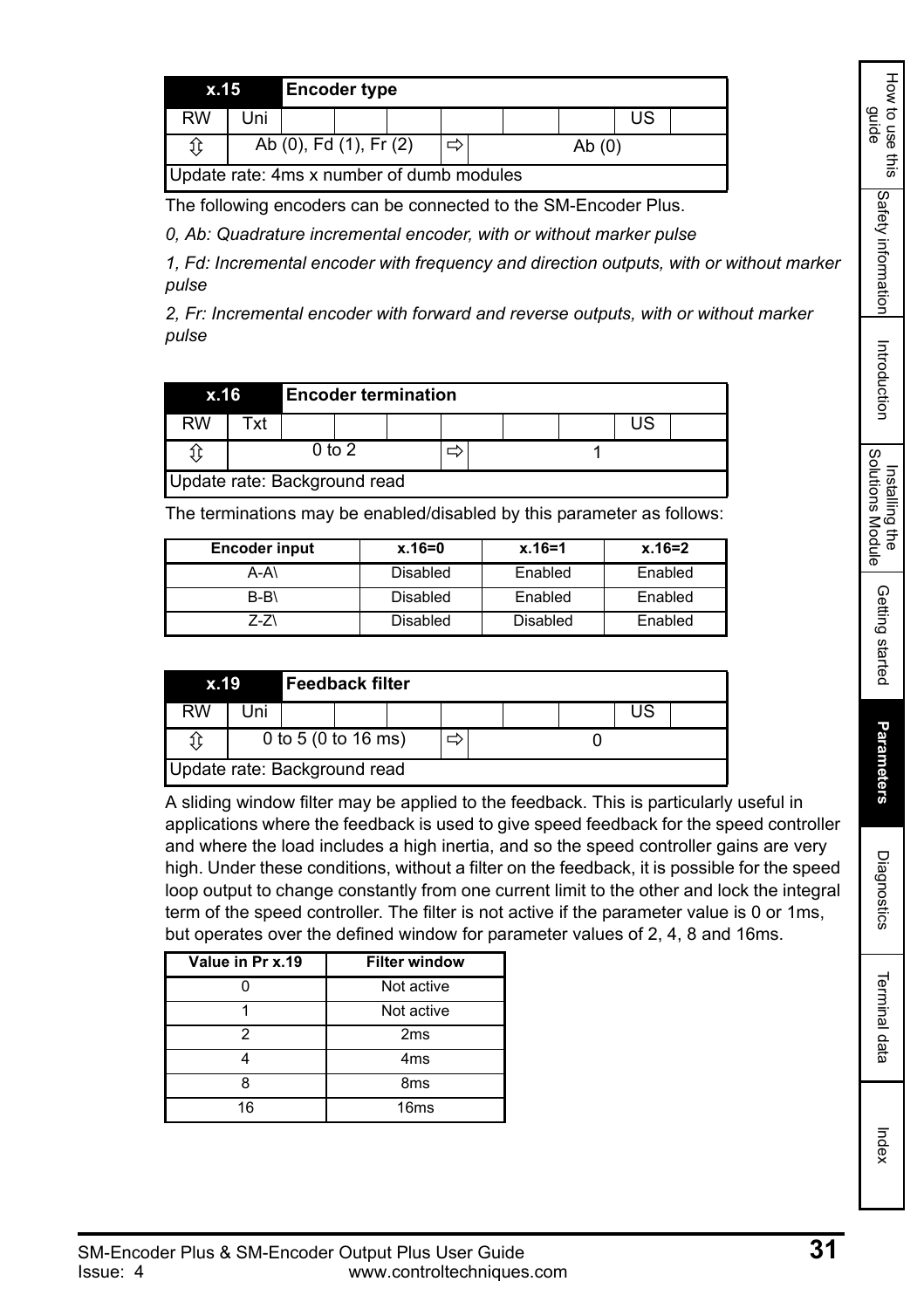| x.15 | Encoder type | | | | | | | | |
|---|---|---|---|---|---|---|---|---|---|
| RW | Uni | | | | | | | US | |
| ⇳ | Ab (0), Fd (1), Fr (2) | | | | ⇨ | Ab (0) | | | |
| Update rate: 4ms x number of dumb modules | | | | | | | | | |

The following encoders can be connected to the SM-Encoder Plus.

*0, Ab: Quadrature incremental encoder, with or without marker pulse*

*1, Fd: Incremental encoder with frequency and direction outputs, with or without marker pulse*

*2, Fr: Incremental encoder with forward and reverse outputs, with or without marker pulse*

| x.16 | Encoder termination | | | | | | | | |
|---|---|---|---|---|---|---|---|---|---|
| RW | Txt | | | | | | | US | |
| ⇳ | 0 to 2 | | | | ⇨ | 1 | | | |
| Update rate: Background read | | | | | | | | | |

The terminations may be enabled/disabled by this parameter as follows:

| Encoder input | x.16=0 | x.16=1 | x.16=2 |
|---|---|---|---|
| A-A\ | Disabled | Enabled | Enabled |
| B-B\ | Disabled | Enabled | Enabled |
| Z-Z\ | Disabled | Disabled | Enabled |

| x.19 | Feedback filter | | | | | | | | |
|---|---|---|---|---|---|---|---|---|---|
| RW | Uni | | | | | | | US | |
| ⇳ | 0 to 5 (0 to 16 ms) | | | | ⇨ | 0 | | | |
| Update rate: Background read | | | | | | | | | |

A sliding window filter may be applied to the feedback. This is particularly useful in applications where the feedback is used to give speed feedback for the speed controller and where the load includes a high inertia, and so the speed controller gains are very high. Under these conditions, without a filter on the feedback, it is possible for the speed loop output to change constantly from one current limit to the other and lock the integral term of the speed controller. The filter is not active if the parameter value is 0 or 1ms, but operates over the defined window for parameter values of 2, 4, 8 and 16ms.

| Value in Pr x.19 | Filter window |
|---|---|
| 0 | Not active |
| 1 | Not active |
| 2 | 2ms |
| 4 | 4ms |
| 8 | 8ms |
| 16 | 16ms |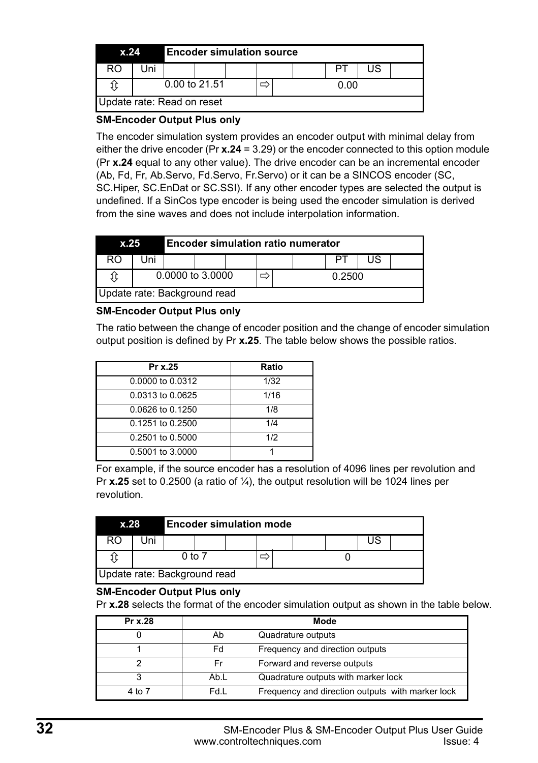| x.24 | Encoder simulation source | | | | | | | | |
|---|---|---|---|---|---|---|---|---|---|
| RO | Uni | | | | | | PT | US | |
| ⇳ | 0.00 to 21.51 | | | ⇨ | 0.00 | | | | |
| Update rate: Read on reset | | | | | | | | | |

**SM-Encoder Output Plus only**

The encoder simulation system provides an encoder output with minimal delay from either the drive encoder (Pr **x.24** = 3.29) or the encoder connected to this option module (Pr **x.24** equal to any other value). The drive encoder can be an incremental encoder (Ab, Fd, Fr, Ab.Servo, Fd.Servo, Fr.Servo) or it can be a SINCOS encoder (SC, SC.Hiper, SC.EnDat or SC.SSI). If any other encoder types are selected the output is undefined. If a SinCos type encoder is being used the encoder simulation is derived from the sine waves and does not include interpolation information.

| x.25 | Encoder simulation ratio numerator | | | | | | | | |
|---|---|---|---|---|---|---|---|---|---|
| RO | Uni | | | | | | PT | US | |
| ⇳ | 0.0000 to 3.0000 | | | ⇨ | 0.2500 | | | | |
| Update rate: Background read | | | | | | | | | |

**SM-Encoder Output Plus only**

The ratio between the change of encoder position and the change of encoder simulation output position is defined by Pr **x.25**. The table below shows the possible ratios.

| Pr x.25 | Ratio |
|---|---|
| 0.0000 to 0.0312 | 1/32 |
| 0.0313 to 0.0625 | 1/16 |
| 0.0626 to 0.1250 | 1/8 |
| 0.1251 to 0.2500 | 1/4 |
| 0.2501 to 0.5000 | 1/2 |
| 0.5001 to 3.0000 | 1 |

For example, if the source encoder has a resolution of 4096 lines per revolution and Pr **x.25** set to 0.2500 (a ratio of ¼), the output resolution will be 1024 lines per revolution.

| x.28 | Encoder simulation mode | | | | | | | | |
|---|---|---|---|---|---|---|---|---|---|
| RO | Uni | | | | | | | US | |
| ⇳ | 0 to 7 | | | ⇨ | 0 | | | | |
| Update rate: Background read | | | | | | | | | |

**SM-Encoder Output Plus only**

Pr **x.28** selects the format of the encoder simulation output as shown in the table below.

| Pr x.28 | Mode | |
|---|---|---|
| 0 | Ab | Quadrature outputs |
| 1 | Fd | Frequency and direction outputs |
| 2 | Fr | Forward and reverse outputs |
| 3 | Ab.L | Quadrature outputs with marker lock |
| 4 to 7 | Fd.L | Frequency and direction outputs with marker lock |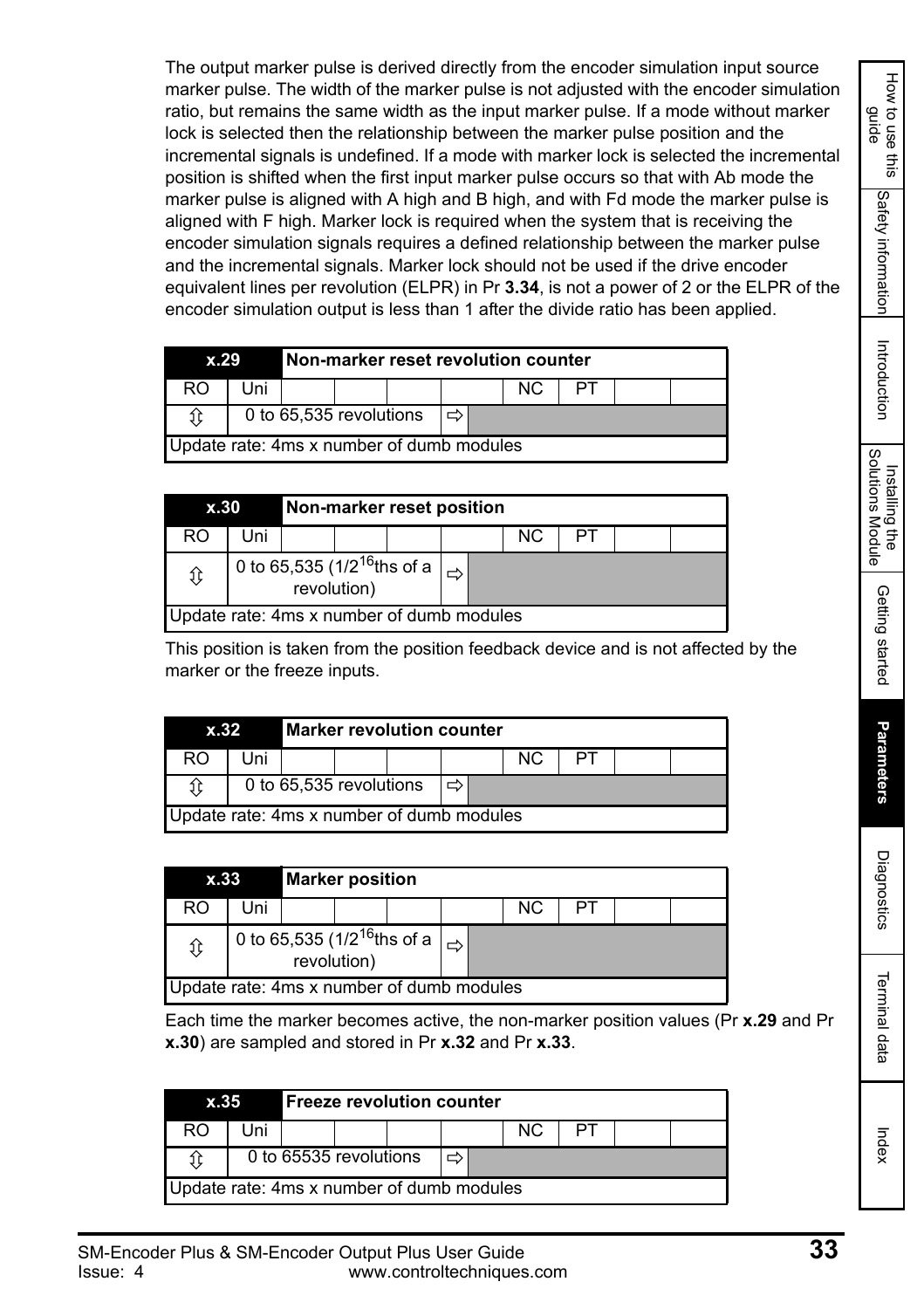The output marker pulse is derived directly from the encoder simulation input source marker pulse. The width of the marker pulse is not adjusted with the encoder simulation ratio, but remains the same width as the input marker pulse. If a mode without marker lock is selected then the relationship between the marker pulse position and the incremental signals is undefined. If a mode with marker lock is selected the incremental position is shifted when the first input marker pulse occurs so that with Ab mode the marker pulse is aligned with A high and B high, and with Fd mode the marker pulse is aligned with F high. Marker lock is required when the system that is receiving the encoder simulation signals requires a defined relationship between the marker pulse and the incremental signals. Marker lock should not be used if the drive encoder equivalent lines per revolution (ELPR) in Pr **3.34**, is not a power of 2 or the ELPR of the encoder simulation output is less than 1 after the divide ratio has been applied.

| **x.29** | **Non-marker reset revolution counter** | | | | | | | | |
|---|---|---|---|---|---|---|---|---|---|
| RO | Uni | | | | | NC | PT | | |
| ⇳ | 0 to 65,535 revolutions | | | | ⇨ | | | | |
| Update rate: 4ms x number of dumb modules | | | | | | | | | |

| **x.30** | **Non-marker reset position** | | | | | | | | |
|---|---|---|---|---|---|---|---|---|---|
| RO | Uni | | | | | NC | PT | | |
| ⇳ | 0 to 65,535 ($1/2^{16}$ths of a revolution) | | | | ⇨ | | | | |
| Update rate: 4ms x number of dumb modules | | | | | | | | | |

This position is taken from the position feedback device and is not affected by the marker or the freeze inputs.

| **x.32** | **Marker revolution counter** | | | | | | | | |
|---|---|---|---|---|---|---|---|---|---|
| RO | Uni | | | | | NC | PT | | |
| ⇳ | 0 to 65,535 revolutions | | | | ⇨ | | | | |
| Update rate: 4ms x number of dumb modules | | | | | | | | | |

| **x.33** | **Marker position** | | | | | | | | |
|---|---|---|---|---|---|---|---|---|---|
| RO | Uni | | | | | NC | PT | | |
| ⇳ | 0 to 65,535 ($1/2^{16}$ths of a revolution) | | | | ⇨ | | | | |
| Update rate: 4ms x number of dumb modules | | | | | | | | | |

Each time the marker becomes active, the non-marker position values (Pr **x.29** and Pr **x.30**) are sampled and stored in Pr **x.32** and Pr **x.33**.

| **x.35** | **Freeze revolution counter** | | | | | | | | |
|---|---|---|---|---|---|---|---|---|---|
| RO | Uni | | | | | NC | PT | | |
| ⇳ | 0 to 65535 revolutions | | | | ⇨ | | | | |
| Update rate: 4ms x number of dumb modules | | | | | | | | | |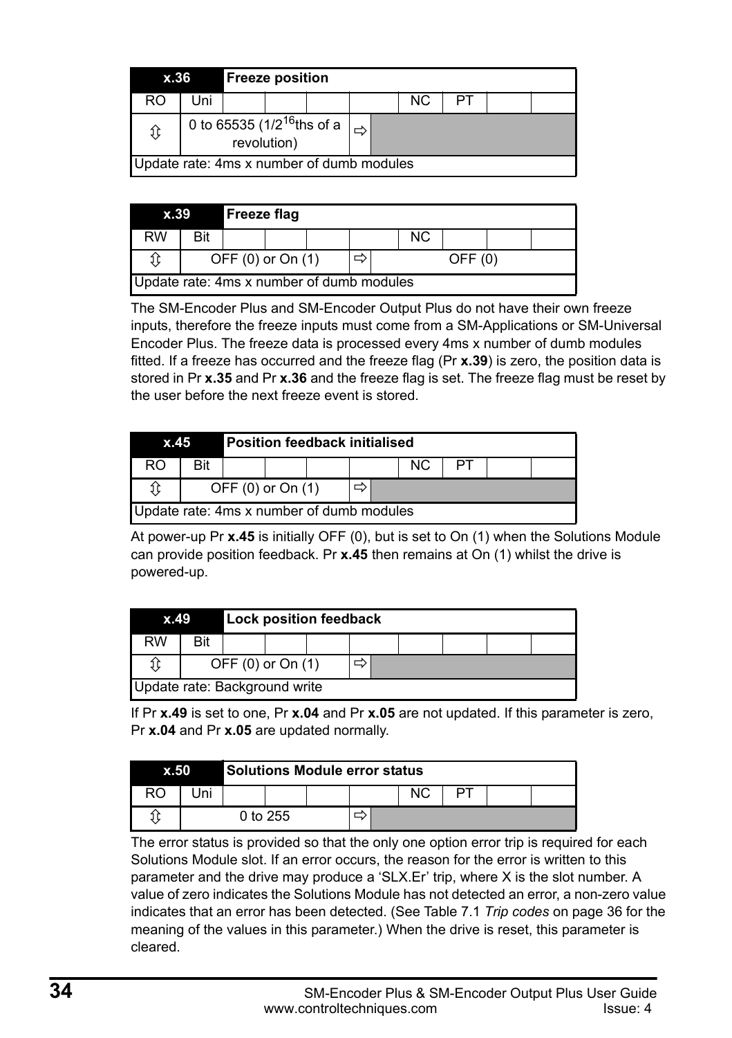| x.36 | Freeze position | | | | | | | | |
|---|---|---|---|---|---|---|---|---|---|
| RO | Uni | | | | | NC | PT | | |
| ⇕ | 0 to 65535 ($1/2^{16}$ths of a revolution) | | | | ⇨ | | | | |
| Update rate: 4ms x number of dumb modules | | | | | | | | | |

| x.39 | Freeze flag | | | | | | | | |
|---|---|---|---|---|---|---|---|---|---|
| RW | Bit | | | | | NC | | | |
| ⇕ | OFF (0) or On (1) | | | | ⇨ | OFF (0) | | | |
| Update rate: 4ms x number of dumb modules | | | | | | | | | |

The SM-Encoder Plus and SM-Encoder Output Plus do not have their own freeze inputs, therefore the freeze inputs must come from a SM-Applications or SM-Universal Encoder Plus. The freeze data is processed every 4ms x number of dumb modules fitted. If a freeze has occurred and the freeze flag (Pr **x.39**) is zero, the position data is stored in Pr **x.35** and Pr **x.36** and the freeze flag is set. The freeze flag must be reset by the user before the next freeze event is stored.

| x.45 | Position feedback initialised | | | | | | | | |
|---|---|---|---|---|---|---|---|---|---|
| RO | Bit | | | | | NC | PT | | |
| ⇕ | OFF (0) or On (1) | | | | ⇨ | | | | |
| Update rate: 4ms x number of dumb modules | | | | | | | | | |

At power-up Pr **x.45** is initially OFF (0), but is set to On (1) when the Solutions Module can provide position feedback. Pr **x.45** then remains at On (1) whilst the drive is powered-up.

| x.49 | Lock position feedback | | | | | | | | |
|---|---|---|---|---|---|---|---|---|---|
| RW | Bit | | | | | | | | |
| ⇕ | OFF (0) or On (1) | | | | ⇨ | | | | |
| Update rate: Background write | | | | | | | | | |

If Pr **x.49** is set to one, Pr **x.04** and Pr **x.05** are not updated. If this parameter is zero, Pr **x.04** and Pr **x.05** are updated normally.

| x.50 | Solutions Module error status | | | | | | | | |
|---|---|---|---|---|---|---|---|---|---|
| RO | Uni | | | | | NC | PT | | |
| ⇕ | 0 to 255 | | | | ⇨ | | | | |

The error status is provided so that the only one option error trip is required for each Solutions Module slot. If an error occurs, the reason for the error is written to this parameter and the drive may produce a 'SLX.Er' trip, where X is the slot number. A value of zero indicates the Solutions Module has not detected an error, a non-zero value indicates that an error has been detected. (See Table 7.1 *Trip codes* on page 36 for the meaning of the values in this parameter.) When the drive is reset, this parameter is cleared.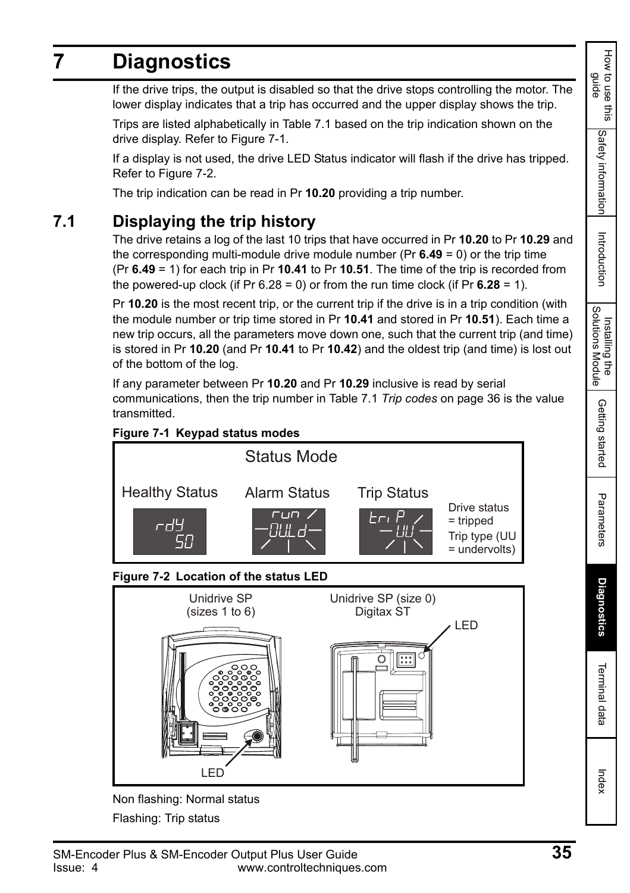# 7 Diagnostics

If the drive trips, the output is disabled so that the drive stops controlling the motor. The lower display indicates that a trip has occurred and the upper display shows the trip.

Trips are listed alphabetically in Table 7.1 based on the trip indication shown on the drive display. Refer to Figure 7-1.

If a display is not used, the drive LED Status indicator will flash if the drive has tripped. Refer to Figure 7-2.

The trip indication can be read in Pr **10.20** providing a trip number.

## 7.1 Displaying the trip history

The drive retains a log of the last 10 trips that have occurred in Pr **10.20** to Pr **10.29** and the corresponding multi-module drive module number (Pr **6.49** = 0) or the trip time (Pr **6.49** = 1) for each trip in Pr **10.41** to Pr **10.51**. The time of the trip is recorded from the powered-up clock (if Pr 6.28 = 0) or from the run time clock (if Pr **6.28** = 1).

Pr **10.20** is the most recent trip, or the current trip if the drive is in a trip condition (with the module number or trip time stored in Pr **10.41** and stored in Pr **10.51**). Each time a new trip occurs, all the parameters move down one, such that the current trip (and time) is stored in Pr **10.20** (and Pr **10.41** to Pr **10.42**) and the oldest trip (and time) is lost out of the bottom of the log.

If any parameter between Pr **10.20** and Pr **10.29** inclusive is read by serial communications, then the trip number in Table 7.1 *Trip codes* on page 36 is the value transmitted.

**Figure 7-1 Keypad status modes**

Status Mode

Healthy Status: rdY 50

Alarm Status: run OVLd

Trip Status: triP UU

Drive status = tripped

Trip type (UU = undervolts)

**Figure 7-2 Location of the status LED**

Unidrive SP (sizes 1 to 6) — LED

Unidrive SP (size 0) Digitax ST — LED

Non flashing: Normal status

Flashing: Trip status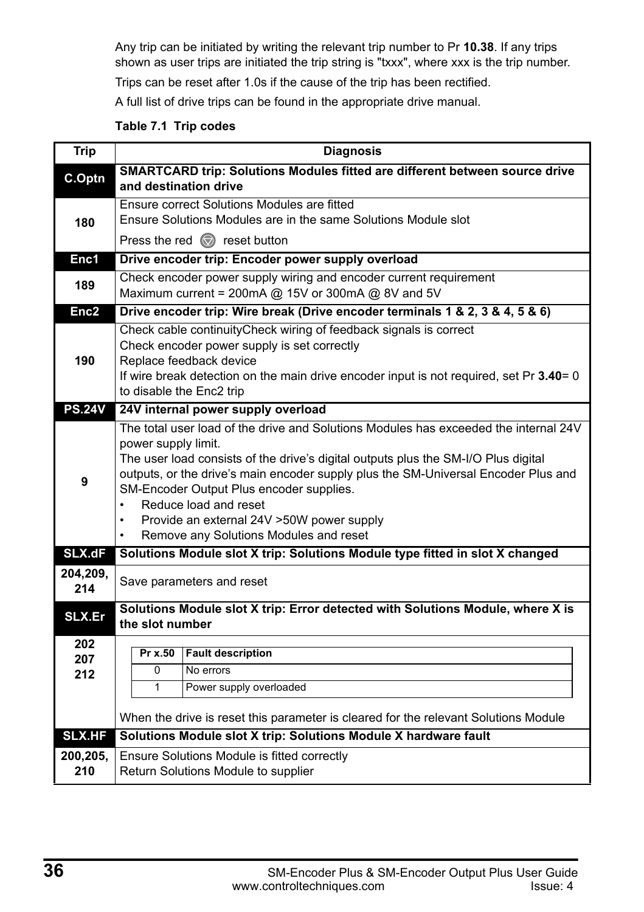Any trip can be initiated by writing the relevant trip number to Pr **10.38**. If any trips shown as user trips are initiated the trip string is "txxx", where xxx is the trip number.

Trips can be reset after 1.0s if the cause of the trip has been rectified.

A full list of drive trips can be found in the appropriate drive manual.

**Table 7.1 Trip codes**

| Trip | Diagnosis |
|---|---|
| **C.Optn** | **SMARTCARD trip: Solutions Modules fitted are different between source drive and destination drive** |
| 180 | Ensure correct Solutions Modules are fitted<br>Ensure Solutions Modules are in the same Solutions Module slot<br>Press the red reset button |
| **Enc1** | **Drive encoder trip: Encoder power supply overload** |
| 189 | Check encoder power supply wiring and encoder current requirement<br>Maximum current = 200mA @ 15V or 300mA @ 8V and 5V |
| **Enc2** | **Drive encoder trip: Wire break (Drive encoder terminals 1 & 2, 3 & 4, 5 & 6)** |
| 190 | Check cable continuityCheck wiring of feedback signals is correct<br>Check encoder power supply is set correctly<br>Replace feedback device<br>If wire break detection on the main drive encoder input is not required, set Pr **3.40**= 0 to disable the Enc2 trip |
| **PS.24V** | **24V internal power supply overload** |
| 9 | The total user load of the drive and Solutions Modules has exceeded the internal 24V power supply limit.<br>The user load consists of the drive's digital outputs plus the SM-I/O Plus digital outputs, or the drive's main encoder supply plus the SM-Universal Encoder Plus and SM-Encoder Output Plus encoder supplies.<br>• Reduce load and reset<br>• Provide an external 24V >50W power supply<br>• Remove any Solutions Modules and reset |
| **SLX.dF** | **Solutions Module slot X trip: Solutions Module type fitted in slot X changed** |
| 204,209, 214 | Save parameters and reset |
| **SLX.Er** | **Solutions Module slot X trip: Error detected with Solutions Module, where X is the slot number** |
| 202<br>207<br>212 | **Pr x.50** – **Fault description**<br>0 – No errors<br>1 – Power supply overloaded<br><br>When the drive is reset this parameter is cleared for the relevant Solutions Module |
| **SLX.HF** | **Solutions Module slot X trip: Solutions Module X hardware fault** |
| 200,205, 210 | Ensure Solutions Module is fitted correctly<br>Return Solutions Module to supplier |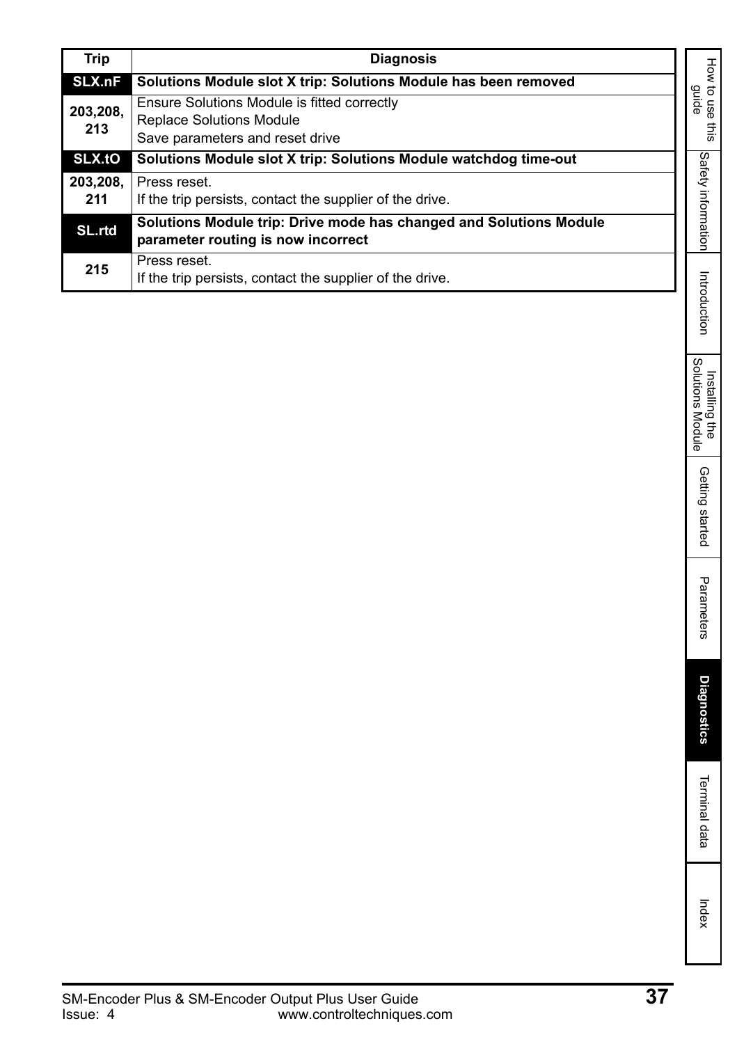| Trip | Diagnosis |
| --- | --- |
| **SLX.nF** | **Solutions Module slot X trip: Solutions Module has been removed** |
| **203,208, 213** | Ensure Solutions Module is fitted correctly<br>Replace Solutions Module<br>Save parameters and reset drive |
| **SLX.tO** | **Solutions Module slot X trip: Solutions Module watchdog time-out** |
| **203,208, 211** | Press reset.<br>If the trip persists, contact the supplier of the drive. |
| **SL.rtd** | **Solutions Module trip: Drive mode has changed and Solutions Module parameter routing is now incorrect** |
| **215** | Press reset.<br>If the trip persists, contact the supplier of the drive. |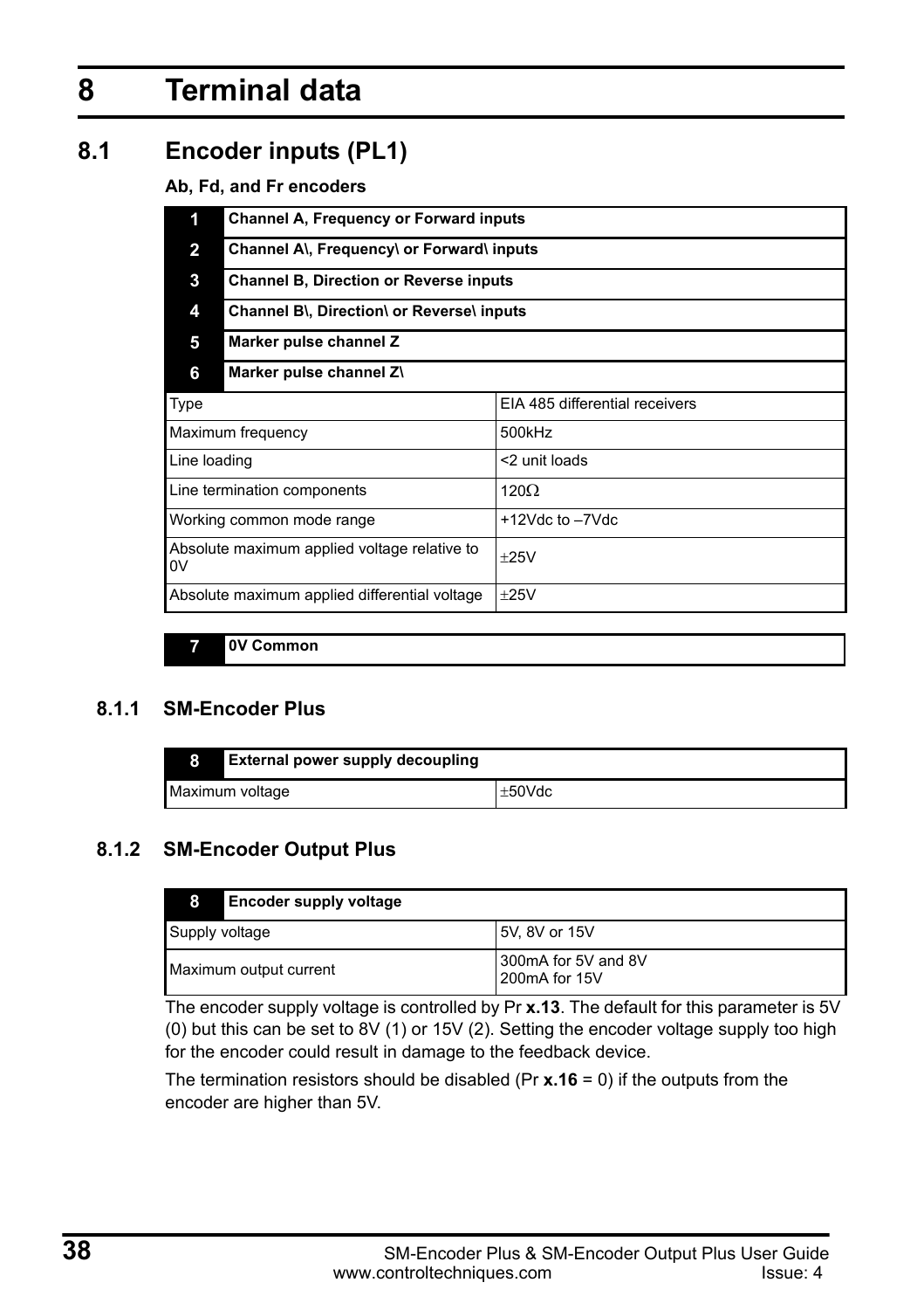# 8 Terminal data

## 8.1 Encoder inputs (PL1)

**Ab, Fd, and Fr encoders**

| | |
|---|---|
| **1** | **Channel A, Frequency or Forward inputs** |
| **2** | **Channel A\, Frequency\ or Forward\ inputs** |
| **3** | **Channel B, Direction or Reverse inputs** |
| **4** | **Channel B\, Direction\ or Reverse\ inputs** |
| **5** | **Marker pulse channel Z** |
| **6** | **Marker pulse channel Z\** |

| | |
|---|---|
| Type | EIA 485 differential receivers |
| Maximum frequency | 500kHz |
| Line loading | <2 unit loads |
| Line termination components | 120Ω |
| Working common mode range | +12Vdc to –7Vdc |
| Absolute maximum applied voltage relative to 0V | ±25V |
| Absolute maximum applied differential voltage | ±25V |

| | |
|---|---|
| **7** | **0V Common** |

### 8.1.1 SM-Encoder Plus

| **8** | **External power supply decoupling** |
|---|---|
| Maximum voltage | ±50Vdc |

### 8.1.2 SM-Encoder Output Plus

| **8** | **Encoder supply voltage** |
|---|---|
| Supply voltage | 5V, 8V or 15V |
| Maximum output current | 300mA for 5V and 8V<br>200mA for 15V |

The encoder supply voltage is controlled by Pr **x.13**. The default for this parameter is 5V (0) but this can be set to 8V (1) or 15V (2). Setting the encoder voltage supply too high for the encoder could result in damage to the feedback device.

The termination resistors should be disabled (Pr **x.16** = 0) if the outputs from the encoder are higher than 5V.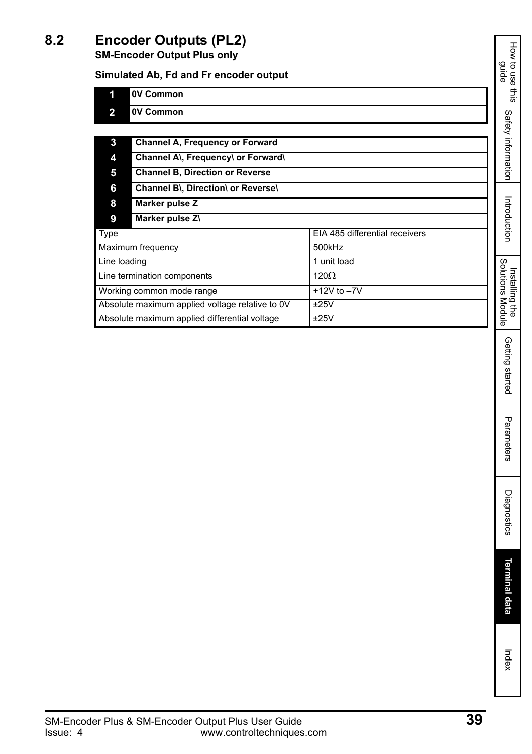## 8.2 Encoder Outputs (PL2)

**SM-Encoder Output Plus only**

**Simulated Ab, Fd and Fr encoder output**

| | |
|---|---|
| **1** | **0V Common** |
| **2** | **0V Common** |

| | | |
|---|---|---|
| **3** | **Channel A, Frequency or Forward** | |
| **4** | **Channel A\, Frequency\ or Forward\** | |
| **5** | **Channel B, Direction or Reverse** | |
| **6** | **Channel B\, Direction\ or Reverse\** | |
| **8** | **Marker pulse Z** | |
| **9** | **Marker pulse Z\** | |
| Type | | EIA 485 differential receivers |
| Maximum frequency | | 500kHz |
| Line loading | | 1 unit load |
| Line termination components | | 120Ω |
| Working common mode range | | +12V to –7V |
| Absolute maximum applied voltage relative to 0V | | ±25V |
| Absolute maximum applied differential voltage | | ±25V |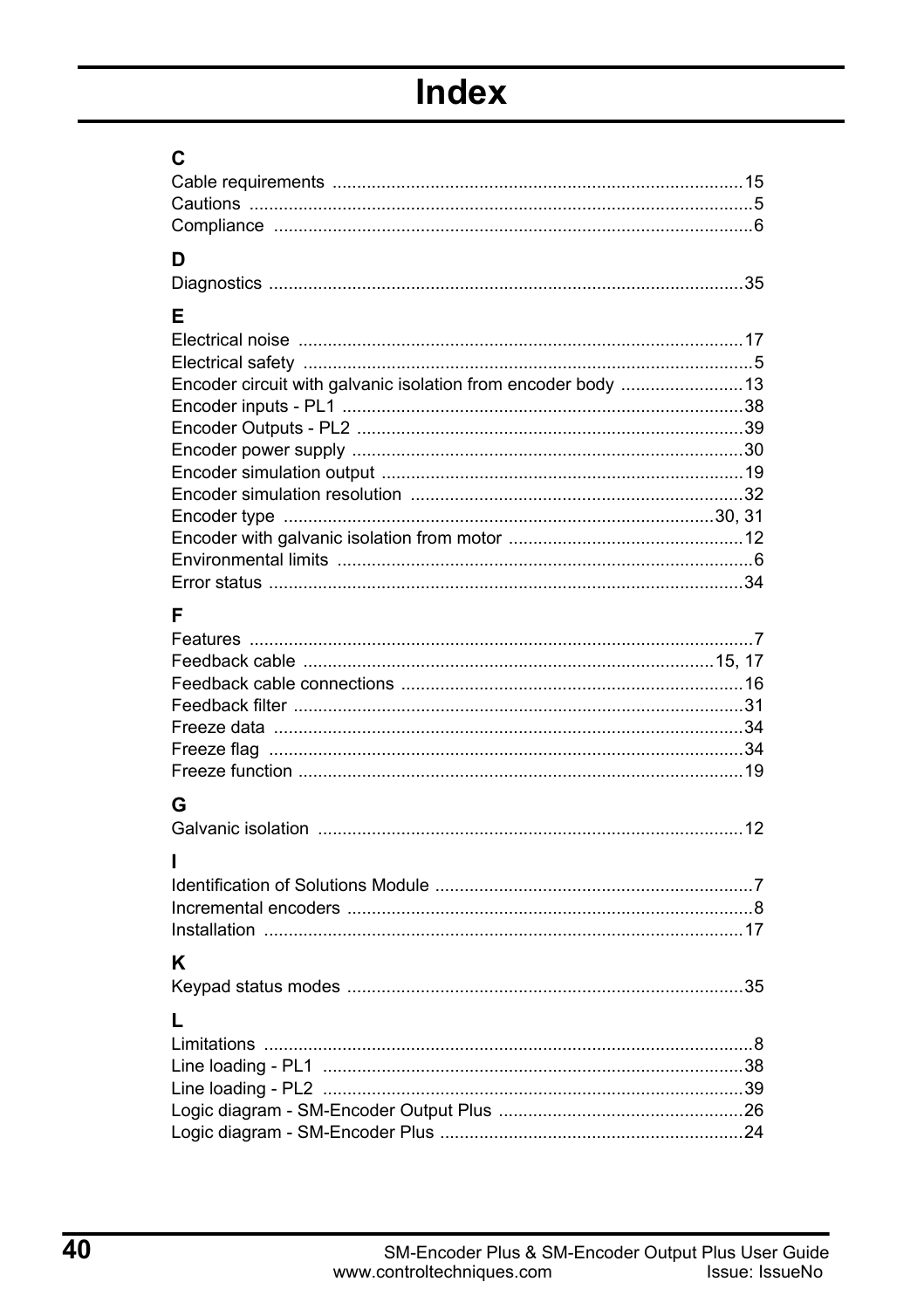# Index

## C

Cable requirements ....................................................................................15
Cautions .......................................................................................................5
Compliance ..................................................................................................6

## D

Diagnostics .................................................................................................35

## E

Electrical noise ...........................................................................................17
Electrical safety ............................................................................................5
Encoder circuit with galvanic isolation from encoder body .........................13
Encoder inputs - PL1 ..................................................................................38
Encoder Outputs - PL2 ...............................................................................39
Encoder power supply ................................................................................30
Encoder simulation output ..........................................................................19
Encoder simulation resolution ....................................................................32
Encoder type ........................................................................................30, 31
Encoder with galvanic isolation from motor ................................................12
Environmental limits .....................................................................................6
Error status .................................................................................................34

## F

Features .......................................................................................................7
Feedback cable ...................................................................................15, 17
Feedback cable connections ......................................................................16
Feedback filter ............................................................................................31
Freeze data ................................................................................................34
Freeze flag .................................................................................................34
Freeze function ...........................................................................................19

## G

Galvanic isolation .......................................................................................12

## I

Identification of Solutions Module .................................................................7
Incremental encoders ..................................................................................8
Installation ..................................................................................................17

## K

Keypad status modes .................................................................................35

## L

Limitations ....................................................................................................8
Line loading - PL1 ......................................................................................38
Line loading - PL2 ......................................................................................39
Logic diagram - SM-Encoder Output Plus ..................................................26
Logic diagram - SM-Encoder Plus ..............................................................24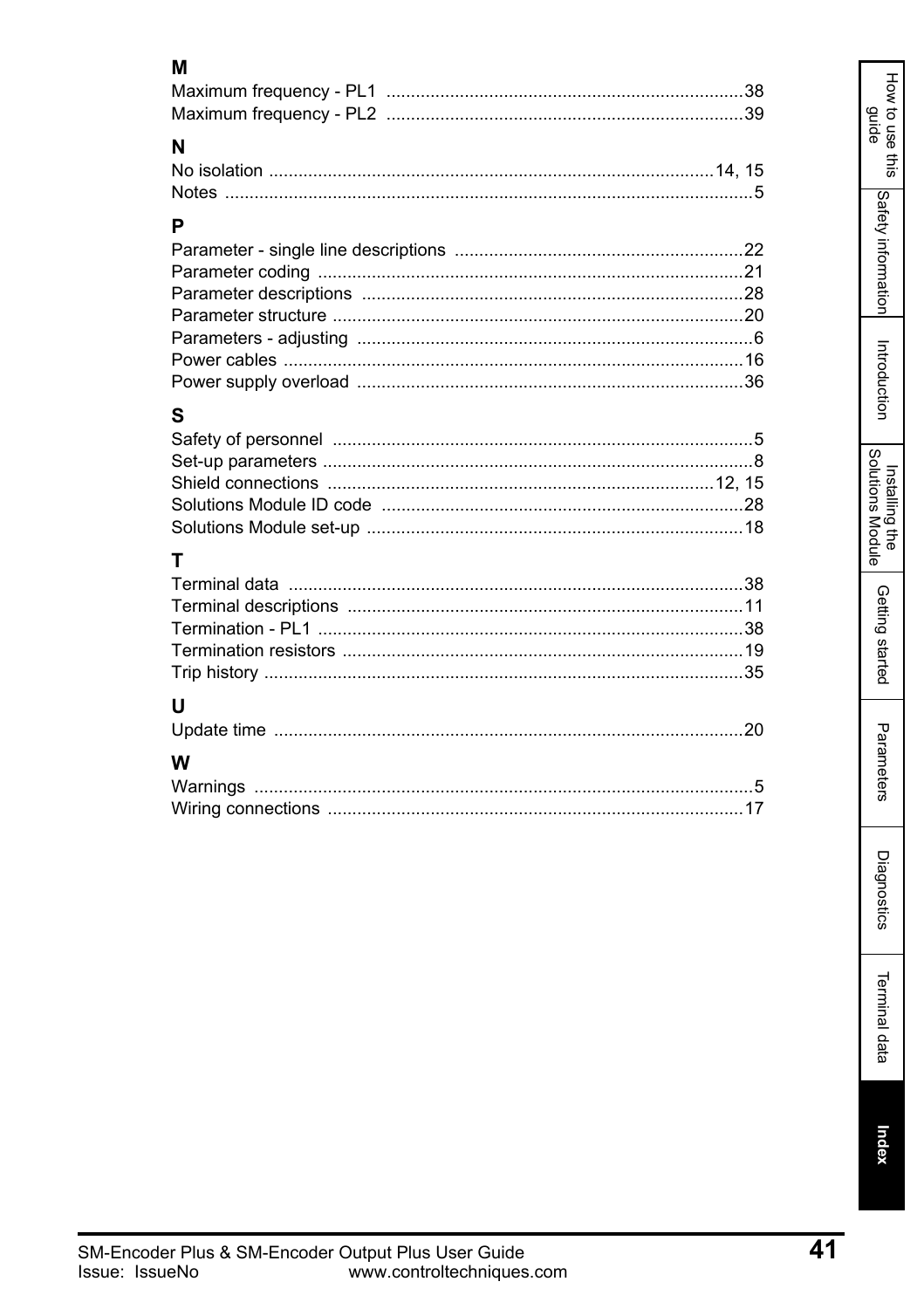## M

Maximum frequency - PL1 ........................................................................38
Maximum frequency - PL2 ........................................................................39

## N

No isolation ..............................................................................14, 15
Notes ..............................................................................................5

## P

Parameter - single line descriptions ...........................................................22
Parameter coding .......................................................................................21
Parameter descriptions ..............................................................................28
Parameter structure ....................................................................................20
Parameters - adjusting .................................................................................6
Power cables ..............................................................................................16
Power supply overload ...............................................................................36

## S

Safety of personnel ......................................................................................5
Set-up parameters ........................................................................................8
Shield connections ..............................................................................12, 15
Solutions Module ID code ..........................................................................28
Solutions Module set-up .............................................................................18

## T

Terminal data .............................................................................................38
Terminal descriptions .................................................................................11
Termination - PL1 .......................................................................................38
Termination resistors ..................................................................................19
Trip history .................................................................................................35

## U

Update time ................................................................................................20

## W

Warnings ......................................................................................................5
Wiring connections .....................................................................................17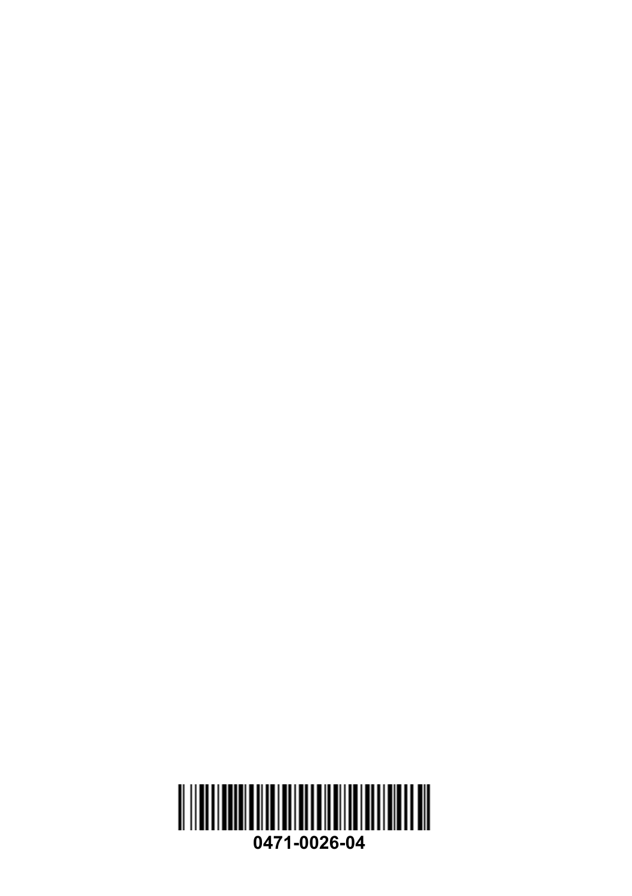0471-0026-04